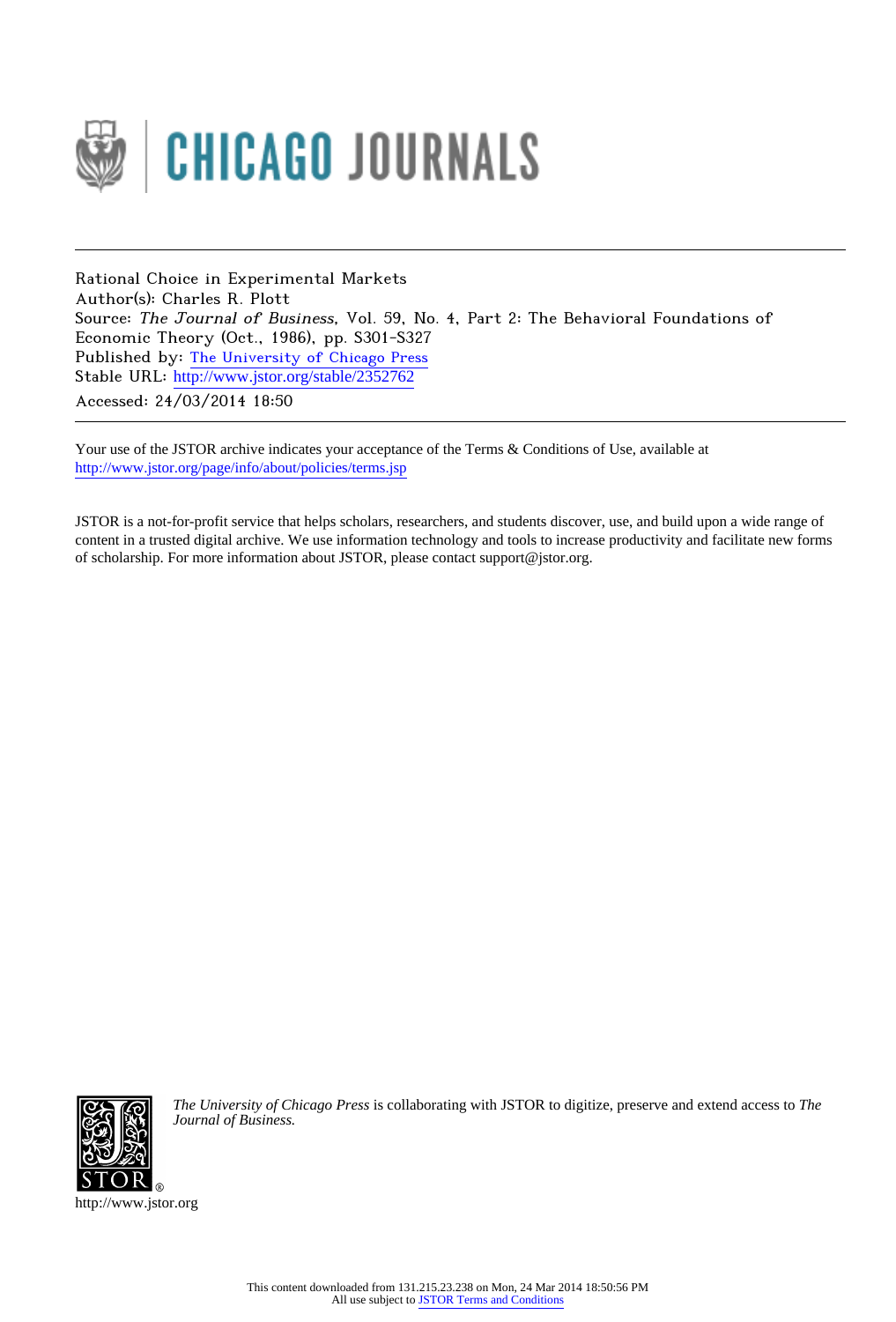CHICAGO JOURNALS

Rational Choice in Experimental Markets
Author(s): Charles R. Plott
Source: *The Journal of Business*, Vol. 59, No. 4, Part 2: The Behavioral Foundations of Economic Theory (Oct., 1986), pp. S301-S327
Published by: The University of Chicago Press
Stable URL: http://www.jstor.org/stable/2352762
Accessed: 24/03/2014 18:50

Your use of the JSTOR archive indicates your acceptance of the Terms & Conditions of Use, available at http://www.jstor.org/page/info/about/policies/terms.jsp

JSTOR is a not-for-profit service that helps scholars, researchers, and students discover, use, and build upon a wide range of content in a trusted digital archive. We use information technology and tools to increase productivity and facilitate new forms of scholarship. For more information about JSTOR, please contact support@jstor.org.

*The University of Chicago Press* is collaborating with JSTOR to digitize, preserve and extend access to *The Journal of Business.*

http://www.jstor.org

This content downloaded from 131.215.23.238 on Mon, 24 Mar 2014 18:50:56 PM
All use subject to JSTOR Terms and Conditions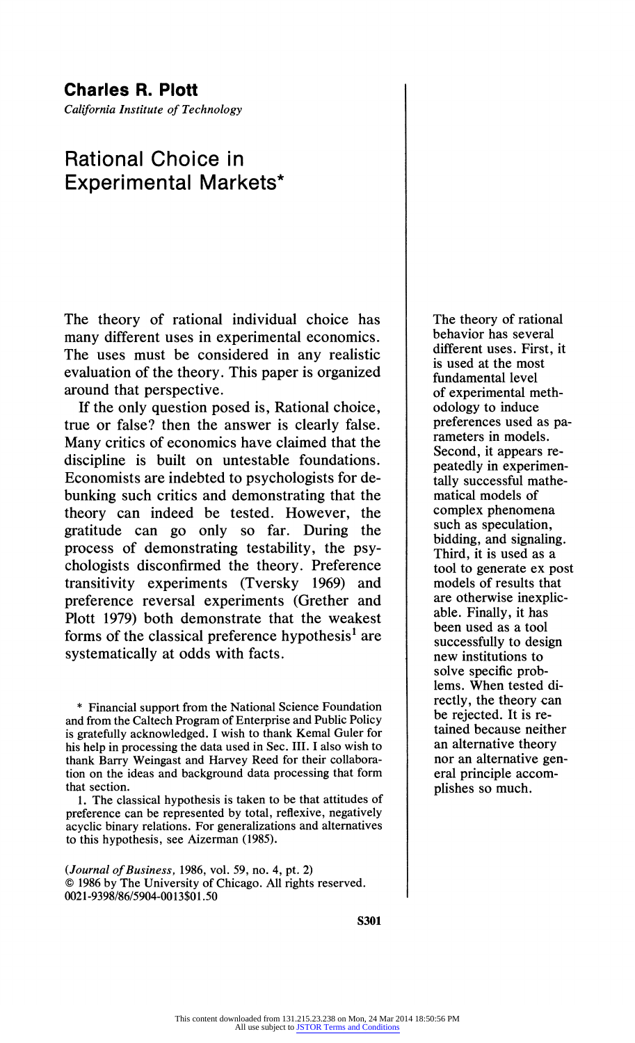**Charles R. Plott**

*California Institute of Technology*

# Rational Choice in Experimental Markets*

The theory of rational behavior has several different uses. First, it is used at the most fundamental level of experimental methodology to induce preferences used as parameters in models. Second, it appears repeatedly in experimentally successful mathematical models of complex phenomena such as speculation, bidding, and signaling. Third, it is used as a tool to generate ex post models of results that are otherwise inexplicable. Finally, it has been used as a tool successfully to design new institutions to solve specific problems. When tested directly, the theory can be rejected. It is retained because neither an alternative theory nor an alternative general principle accomplishes so much.

The theory of rational individual choice has many different uses in experimental economics. The uses must be considered in any realistic evaluation of the theory. This paper is organized around that perspective.

If the only question posed is, Rational choice, true or false? then the answer is clearly false. Many critics of economics have claimed that the discipline is built on untestable foundations. Economists are indebted to psychologists for debunking such critics and demonstrating that the theory can indeed be tested. However, the gratitude can go only so far. During the process of demonstrating testability, the psychologists disconfirmed the theory. Preference transitivity experiments (Tversky 1969) and preference reversal experiments (Grether and Plott 1979) both demonstrate that the weakest forms of the classical preference hypothesis[1] are systematically at odds with facts.

\* Financial support from the National Science Foundation and from the Caltech Program of Enterprise and Public Policy is gratefully acknowledged. I wish to thank Kemal Guler for his help in processing the data used in Sec. III. I also wish to thank Barry Weingast and Harvey Reed for their collaboration on the ideas and background data processing that form that section.

1. The classical hypothesis is taken to be that attitudes of preference can be represented by total, reflexive, negatively acyclic binary relations. For generalizations and alternatives to this hypothesis, see Aizerman (1985).

(*Journal of Business*, 1986, vol. 59, no. 4, pt. 2)
© 1986 by The University of Chicago. All rights reserved.
0021-9398/86/5904-0013$01.50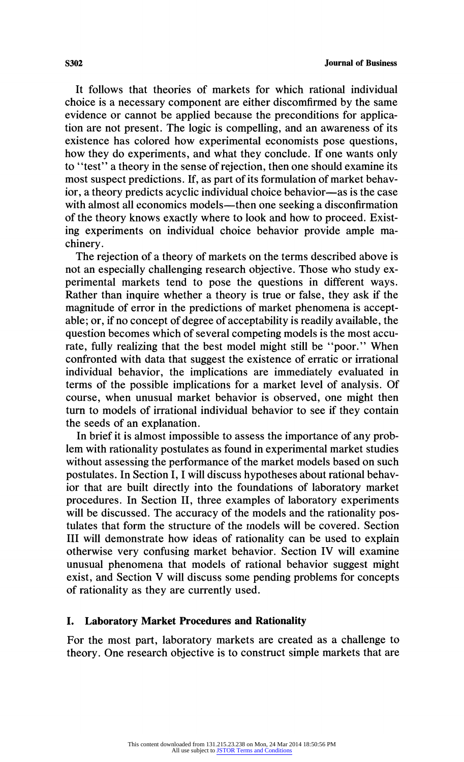It follows that theories of markets for which rational individual choice is a necessary component are either discomfirmed by the same evidence or cannot be applied because the preconditions for application are not present. The logic is compelling, and an awareness of its existence has colored how experimental economists pose questions, how they do experiments, and what they conclude. If one wants only to "test" a theory in the sense of rejection, then one should examine its most suspect predictions. If, as part of its formulation of market behavior, a theory predicts acyclic individual choice behavior—as is the case with almost all economics models—then one seeking a disconfirmation of the theory knows exactly where to look and how to proceed. Existing experiments on individual choice behavior provide ample machinery.

The rejection of a theory of markets on the terms described above is not an especially challenging research objective. Those who study experimental markets tend to pose the questions in different ways. Rather than inquire whether a theory is true or false, they ask if the magnitude of error in the predictions of market phenomena is acceptable; or, if no concept of degree of acceptability is readily available, the question becomes which of several competing models is the most accurate, fully realizing that the best model might still be "poor." When confronted with data that suggest the existence of erratic or irrational individual behavior, the implications are immediately evaluated in terms of the possible implications for a market level of analysis. Of course, when unusual market behavior is observed, one might then turn to models of irrational individual behavior to see if they contain the seeds of an explanation.

In brief it is almost impossible to assess the importance of any problem with rationality postulates as found in experimental market studies without assessing the performance of the market models based on such postulates. In Section I, I will discuss hypotheses about rational behavior that are built directly into the foundations of laboratory market procedures. In Section II, three examples of laboratory experiments will be discussed. The accuracy of the models and the rationality postulates that form the structure of the models will be covered. Section III will demonstrate how ideas of rationality can be used to explain otherwise very confusing market behavior. Section IV will examine unusual phenomena that models of rational behavior suggest might exist, and Section V will discuss some pending problems for concepts of rationality as they are currently used.

## I. Laboratory Market Procedures and Rationality

For the most part, laboratory markets are created as a challenge to theory. One research objective is to construct simple markets that are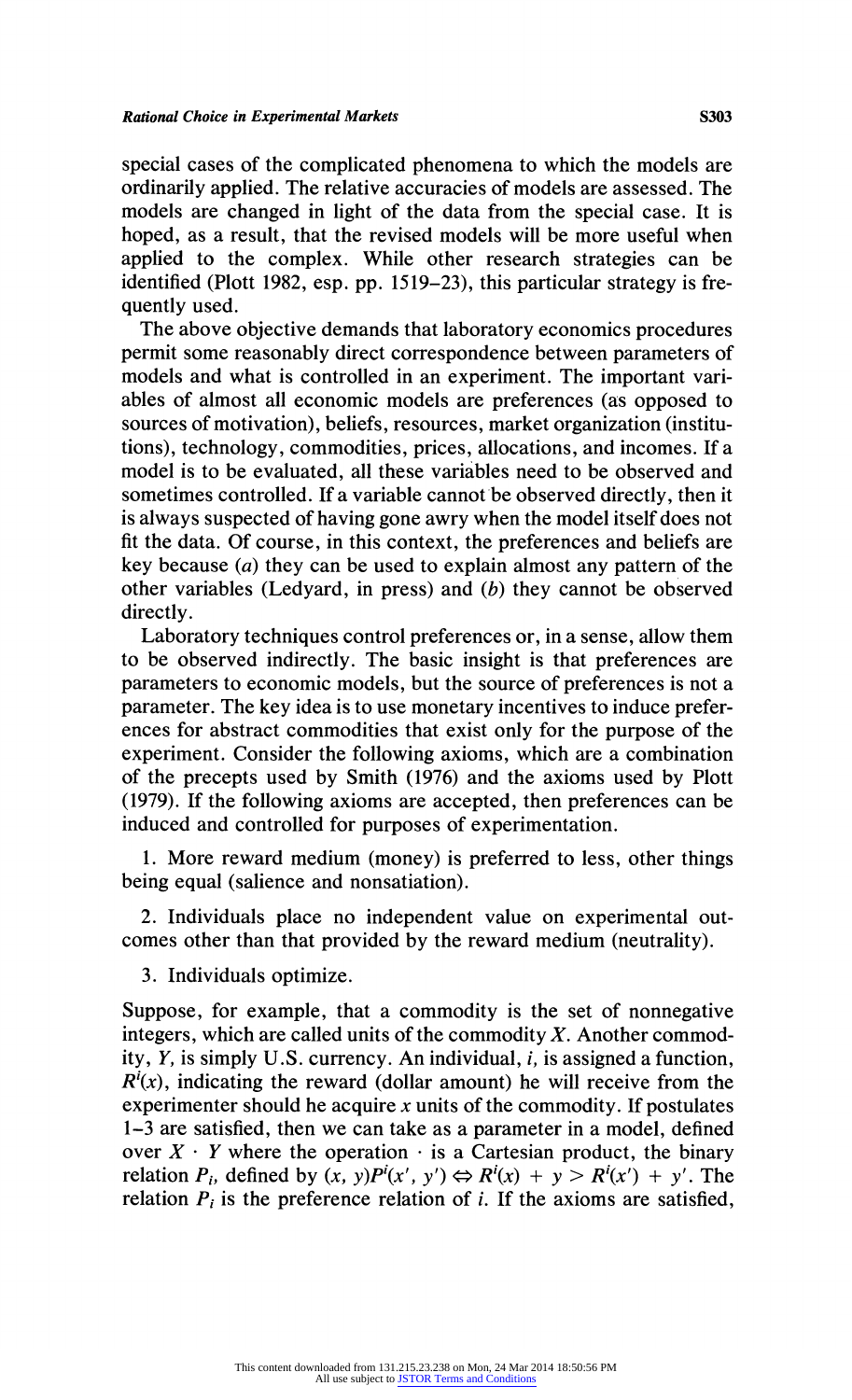special cases of the complicated phenomena to which the models are ordinarily applied. The relative accuracies of models are assessed. The models are changed in light of the data from the special case. It is hoped, as a result, that the revised models will be more useful when applied to the complex. While other research strategies can be identified (Plott 1982, esp. pp. 1519–23), this particular strategy is frequently used.

The above objective demands that laboratory economics procedures permit some reasonably direct correspondence between parameters of models and what is controlled in an experiment. The important variables of almost all economic models are preferences (as opposed to sources of motivation), beliefs, resources, market organization (institutions), technology, commodities, prices, allocations, and incomes. If a model is to be evaluated, all these variables need to be observed and sometimes controlled. If a variable cannot be observed directly, then it is always suspected of having gone awry when the model itself does not fit the data. Of course, in this context, the preferences and beliefs are key because (*a*) they can be used to explain almost any pattern of the other variables (Ledyard, in press) and (*b*) they cannot be observed directly.

Laboratory techniques control preferences or, in a sense, allow them to be observed indirectly. The basic insight is that preferences are parameters to economic models, but the source of preferences is not a parameter. The key idea is to use monetary incentives to induce preferences for abstract commodities that exist only for the purpose of the experiment. Consider the following axioms, which are a combination of the precepts used by Smith (1976) and the axioms used by Plott (1979). If the following axioms are accepted, then preferences can be induced and controlled for purposes of experimentation.

1. More reward medium (money) is preferred to less, other things being equal (salience and nonsatiation).

2. Individuals place no independent value on experimental outcomes other than that provided by the reward medium (neutrality).

3. Individuals optimize.

Suppose, for example, that a commodity is the set of nonnegative integers, which are called units of the commodity $X$. Another commodity, $Y$, is simply U.S. currency. An individual, $i$, is assigned a function, $R^i(x)$, indicating the reward (dollar amount) he will receive from the experimenter should he acquire $x$ units of the commodity. If postulates 1–3 are satisfied, then we can take as a parameter in a model, defined over $X \cdot Y$ where the operation $\cdot$ is a Cartesian product, the binary relation $P_i$, defined by $(x, y)P^i(x', y') \Leftrightarrow R^i(x) + y > R^i(x') + y'$. The relation $P_i$ is the preference relation of $i$. If the axioms are satisfied,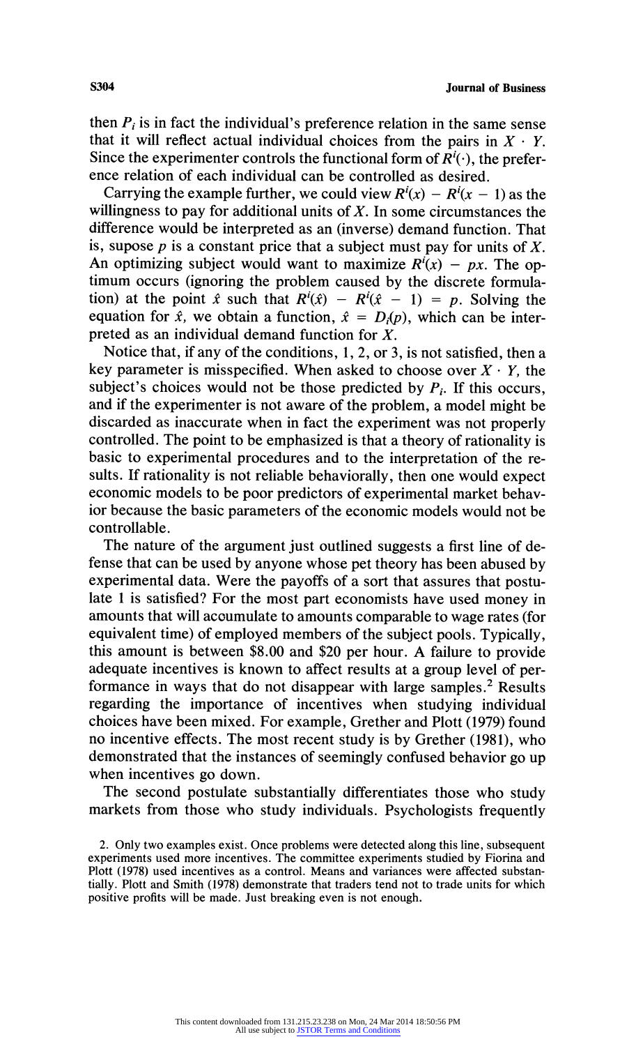then $P_i$ is in fact the individual's preference relation in the same sense that it will reflect actual individual choices from the pairs in $X \cdot Y$. Since the experimenter controls the functional form of $R^i(\cdot)$, the preference relation of each individual can be controlled as desired.

Carrying the example further, we could view $R^i(x) - R^i(x - 1)$ as the willingness to pay for additional units of $X$. In some circumstances the difference would be interpreted as an (inverse) demand function. That is, suppose $p$ is a constant price that a subject must pay for units of $X$. An optimizing subject would want to maximize $R^i(x) - px$. The optimum occurs (ignoring the problem caused by the discrete formulation) at the point $\hat{x}$ such that $R^i(\hat{x}) - R^i(\hat{x} - 1) = p$. Solving the equation for $\hat{x}$, we obtain a function, $\hat{x} = D_i(p)$, which can be interpreted as an individual demand function for $X$.

Notice that, if any of the conditions, 1, 2, or 3, is not satisfied, then a key parameter is misspecified. When asked to choose over $X \cdot Y$, the subject's choices would not be those predicted by $P_i$. If this occurs, and if the experimenter is not aware of the problem, a model might be discarded as inaccurate when in fact the experiment was not properly controlled. The point to be emphasized is that a theory of rationality is basic to experimental procedures and to the interpretation of the results. If rationality is not reliable behaviorally, then one would expect economic models to be poor predictors of experimental market behavior because the basic parameters of the economic models would not be controllable.

The nature of the argument just outlined suggests a first line of defense that can be used by anyone whose pet theory has been abused by experimental data. Were the payoffs of a sort that assures that postulate 1 is satisfied? For the most part economists have used money in amounts that will accumulate to amounts comparable to wage rates (for equivalent time) of employed members of the subject pools. Typically, this amount is between \$8.00 and \$20 per hour. A failure to provide adequate incentives is known to affect results at a group level of performance in ways that do not disappear with large samples.[2] Results regarding the importance of incentives when studying individual choices have been mixed. For example, Grether and Plott (1979) found no incentive effects. The most recent study is by Grether (1981), who demonstrated that the instances of seemingly confused behavior go up when incentives go down.

The second postulate substantially differentiates those who study markets from those who study individuals. Psychologists frequently

2. Only two examples exist. Once problems were detected along this line, subsequent experiments used more incentives. The committee experiments studied by Fiorina and Plott (1978) used incentives as a control. Means and variances were affected substantially. Plott and Smith (1978) demonstrate that traders tend not to trade units for which positive profits will be made. Just breaking even is not enough.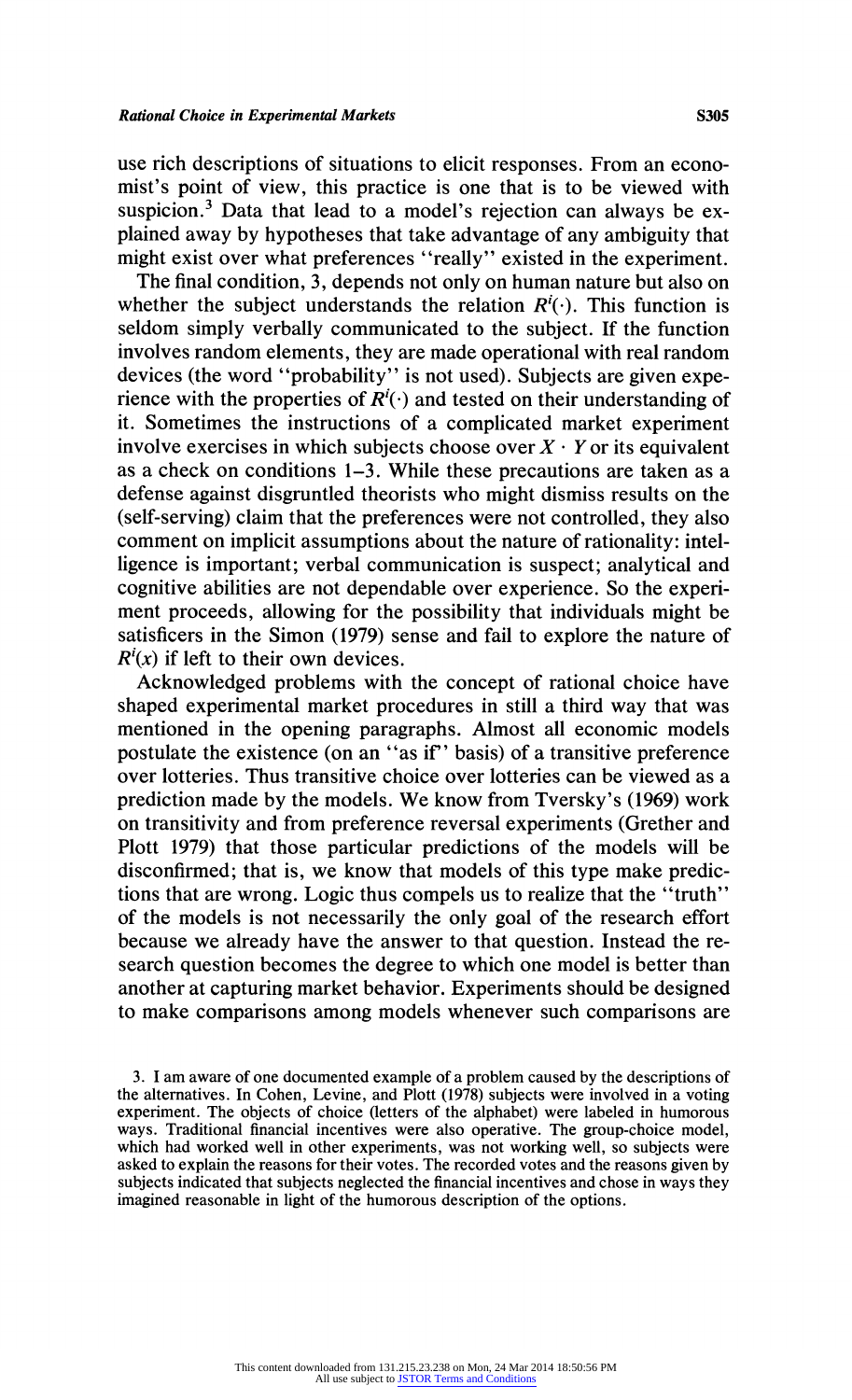use rich descriptions of situations to elicit responses. From an economist's point of view, this practice is one that is to be viewed with suspicion.[3] Data that lead to a model's rejection can always be explained away by hypotheses that take advantage of any ambiguity that might exist over what preferences "really" existed in the experiment.

The final condition, 3, depends not only on human nature but also on whether the subject understands the relation $R^i(\cdot)$. This function is seldom simply verbally communicated to the subject. If the function involves random elements, they are made operational with real random devices (the word "probability" is not used). Subjects are given experience with the properties of $R^i(\cdot)$ and tested on their understanding of it. Sometimes the instructions of a complicated market experiment involve exercises in which subjects choose over $X \cdot Y$ or its equivalent as a check on conditions 1–3. While these precautions are taken as a defense against disgruntled theorists who might dismiss results on the (self-serving) claim that the preferences were not controlled, they also comment on implicit assumptions about the nature of rationality: intelligence is important; verbal communication is suspect; analytical and cognitive abilities are not dependable over experience. So the experiment proceeds, allowing for the possibility that individuals might be satisficers in the Simon (1979) sense and fail to explore the nature of $R^i(x)$ if left to their own devices.

Acknowledged problems with the concept of rational choice have shaped experimental market procedures in still a third way that was mentioned in the opening paragraphs. Almost all economic models postulate the existence (on an "as if" basis) of a transitive preference over lotteries. Thus transitive choice over lotteries can be viewed as a prediction made by the models. We know from Tversky's (1969) work on transitivity and from preference reversal experiments (Grether and Plott 1979) that those particular predictions of the models will be disconfirmed; that is, we know that models of this type make predictions that are wrong. Logic thus compels us to realize that the "truth" of the models is not necessarily the only goal of the research effort because we already have the answer to that question. Instead the research question becomes the degree to which one model is better than another at capturing market behavior. Experiments should be designed to make comparisons among models whenever such comparisons are

3. I am aware of one documented example of a problem caused by the descriptions of the alternatives. In Cohen, Levine, and Plott (1978) subjects were involved in a voting experiment. The objects of choice (letters of the alphabet) were labeled in humorous ways. Traditional financial incentives were also operative. The group-choice model, which had worked well in other experiments, was not working well, so subjects were asked to explain the reasons for their votes. The recorded votes and the reasons given by subjects indicated that subjects neglected the financial incentives and chose in ways they imagined reasonable in light of the humorous description of the options.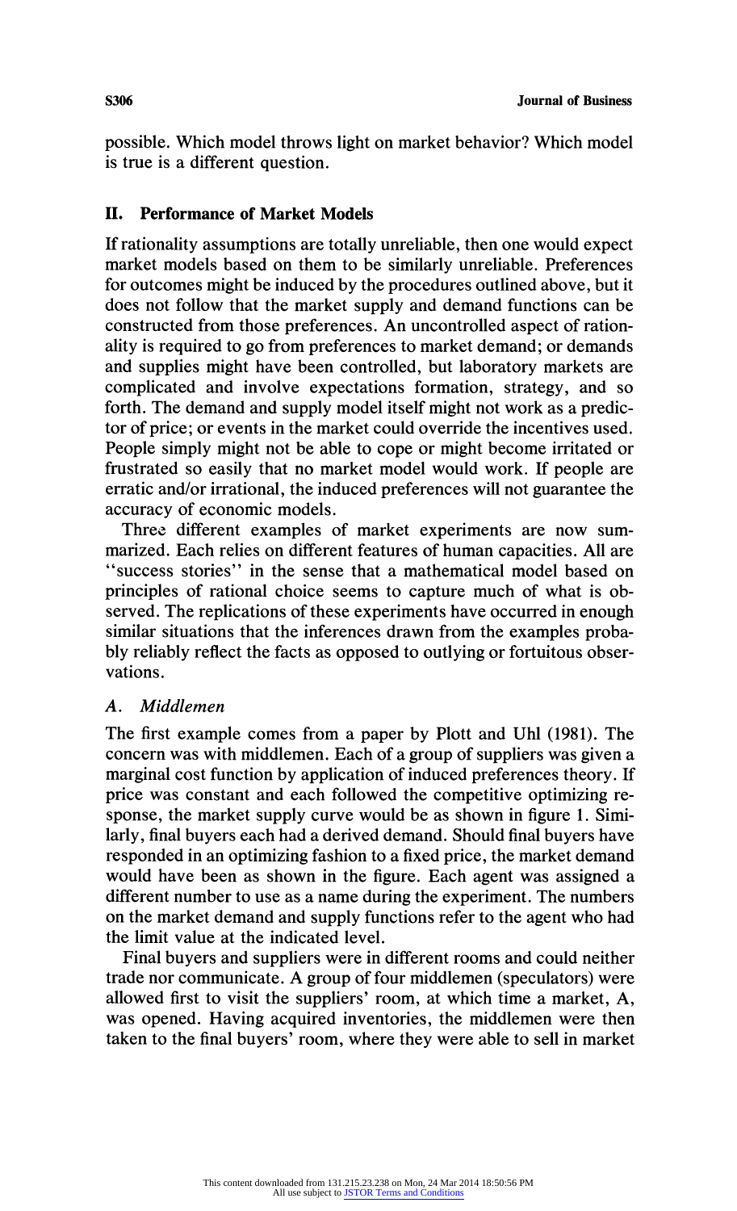possible. Which model throws light on market behavior? Which model is true is a different question.

## II. Performance of Market Models

If rationality assumptions are totally unreliable, then one would expect market models based on them to be similarly unreliable. Preferences for outcomes might be induced by the procedures outlined above, but it does not follow that the market supply and demand functions can be constructed from those preferences. An uncontrolled aspect of rationality is required to go from preferences to market demand; or demands and supplies might have been controlled, but laboratory markets are complicated and involve expectations formation, strategy, and so forth. The demand and supply model itself might not work as a predictor of price; or events in the market could override the incentives used. People simply might not be able to cope or might become irritated or frustrated so easily that no market model would work. If people are erratic and/or irrational, the induced preferences will not guarantee the accuracy of economic models.

Three different examples of market experiments are now summarized. Each relies on different features of human capacities. All are "success stories" in the sense that a mathematical model based on principles of rational choice seems to capture much of what is observed. The replications of these experiments have occurred in enough similar situations that the inferences drawn from the examples probably reliably reflect the facts as opposed to outlying or fortuitous observations.

### *A. Middlemen*

The first example comes from a paper by Plott and Uhl (1981). The concern was with middlemen. Each of a group of suppliers was given a marginal cost function by application of induced preferences theory. If price was constant and each followed the competitive optimizing response, the market supply curve would be as shown in figure 1. Similarly, final buyers each had a derived demand. Should final buyers have responded in an optimizing fashion to a fixed price, the market demand would have been as shown in the figure. Each agent was assigned a different number to use as a name during the experiment. The numbers on the market demand and supply functions refer to the agent who had the limit value at the indicated level.

Final buyers and suppliers were in different rooms and could neither trade nor communicate. A group of four middlemen (speculators) were allowed first to visit the suppliers' room, at which time a market, A, was opened. Having acquired inventories, the middlemen were then taken to the final buyers' room, where they were able to sell in market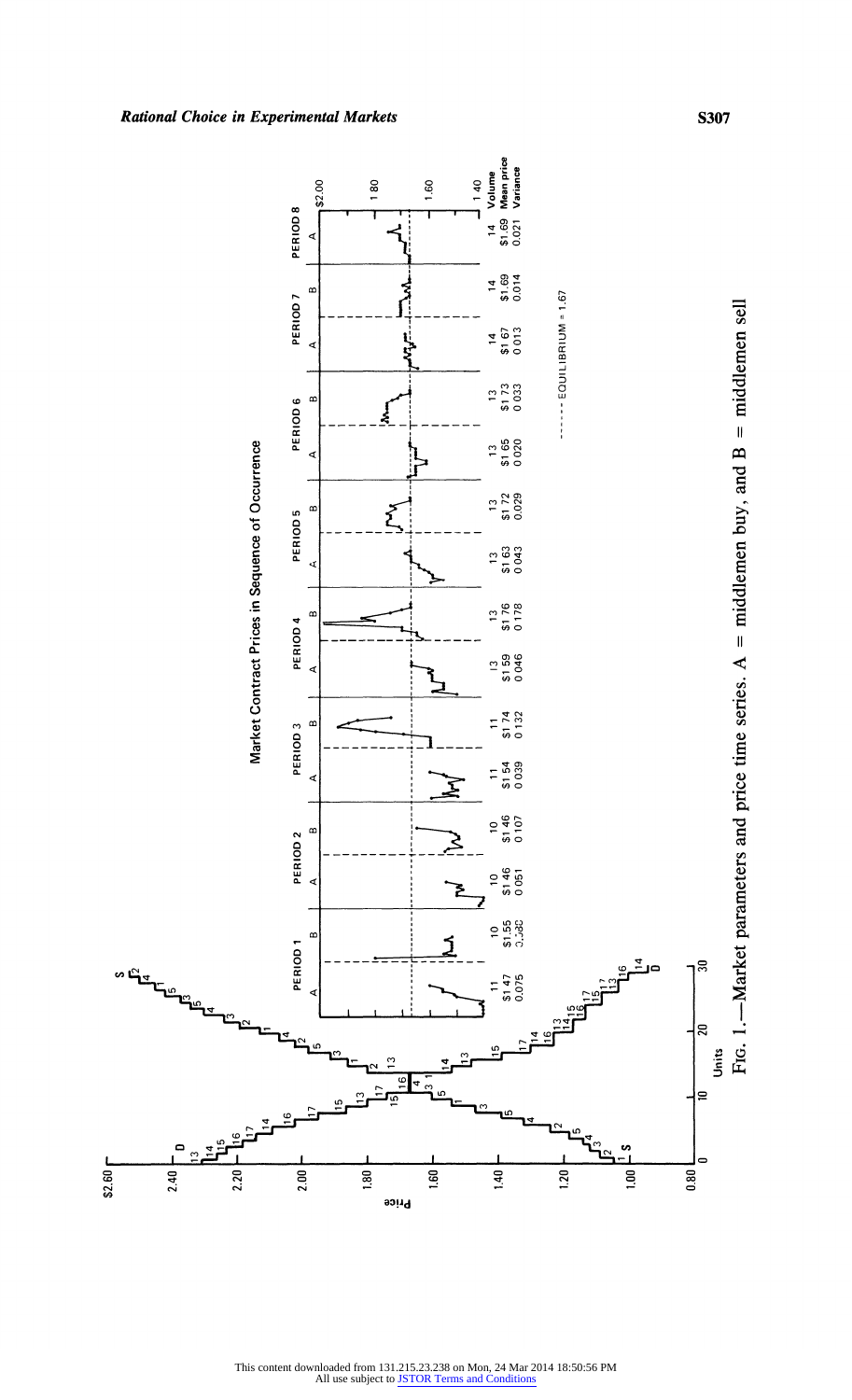Market Contract Prices in Sequence of Occurrence

| | PERIOD 1 A | PERIOD 1 B | PERIOD 2 A | PERIOD 2 B | PERIOD 3 A | PERIOD 3 B | PERIOD 4 A | PERIOD 4 B | PERIOD 5 A | PERIOD 5 B | PERIOD 6 A | PERIOD 6 B | PERIOD 7 A | PERIOD 7 B | PERIOD 8 A |
|---|---|---|---|---|---|---|---|---|---|---|---|---|---|---|---|
| Volume | 11 | 10 | 10 | 10 | 11 | 11 | 13 | 13 | 13 | 13 | 13 | 13 | 14 | 14 | 14 |
| Mean price | $1.47 | $1.55 | $1.46 | $1.46 | $1.54 | $1.74 | $1.59 | $1.76 | $1.63 | $1.72 | $1.65 | $1.73 | $1.67 | $1.69 | $1.69 |
| Variance | 0.075 | 0.038 | 0.051 | 0.107 | 0.039 | 0.132 | 0.046 | 0.178 | 0.043 | 0.029 | 0.020 | 0.033 | 0.013 | 0.014 | 0.021 |

------ EQUILIBRIUM = 1.67

FIG. 1.—Market parameters and price time series. A = middlemen buy, and B = middlemen sell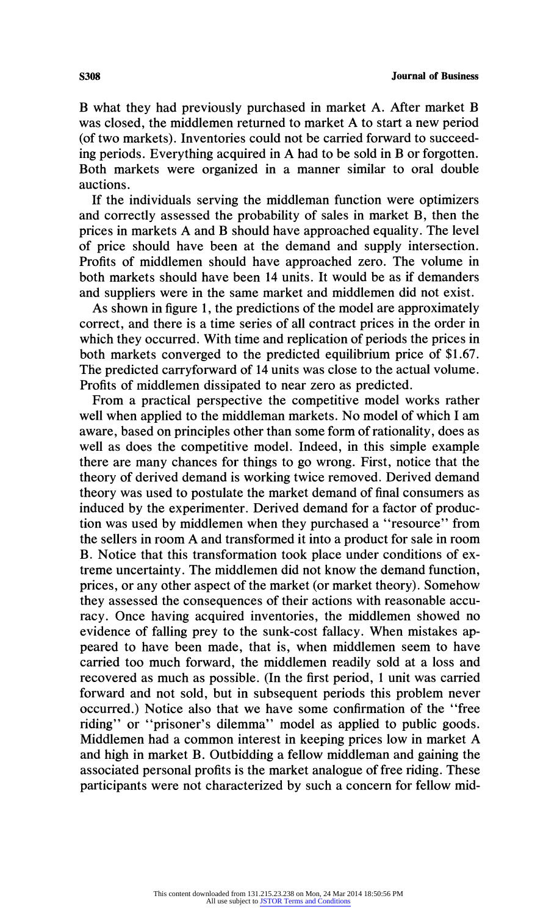B what they had previously purchased in market A. After market B was closed, the middlemen returned to market A to start a new period (of two markets). Inventories could not be carried forward to succeeding periods. Everything acquired in A had to be sold in B or forgotten. Both markets were organized in a manner similar to oral double auctions.

If the individuals serving the middleman function were optimizers and correctly assessed the probability of sales in market B, then the prices in markets A and B should have approached equality. The level of price should have been at the demand and supply intersection. Profits of middlemen should have approached zero. The volume in both markets should have been 14 units. It would be as if demanders and suppliers were in the same market and middlemen did not exist.

As shown in figure 1, the predictions of the model are approximately correct, and there is a time series of all contract prices in the order in which they occurred. With time and replication of periods the prices in both markets converged to the predicted equilibrium price of $1.67. The predicted carryforward of 14 units was close to the actual volume. Profits of middlemen dissipated to near zero as predicted.

From a practical perspective the competitive model works rather well when applied to the middleman markets. No model of which I am aware, based on principles other than some form of rationality, does as well as does the competitive model. Indeed, in this simple example there are many chances for things to go wrong. First, notice that the theory of derived demand is working twice removed. Derived demand theory was used to postulate the market demand of final consumers as induced by the experimenter. Derived demand for a factor of production was used by middlemen when they purchased a "resource" from the sellers in room A and transformed it into a product for sale in room B. Notice that this transformation took place under conditions of extreme uncertainty. The middlemen did not know the demand function, prices, or any other aspect of the market (or market theory). Somehow they assessed the consequences of their actions with reasonable accuracy. Once having acquired inventories, the middlemen showed no evidence of falling prey to the sunk-cost fallacy. When mistakes appeared to have been made, that is, when middlemen seem to have carried too much forward, the middlemen readily sold at a loss and recovered as much as possible. (In the first period, 1 unit was carried forward and not sold, but in subsequent periods this problem never occurred.) Notice also that we have some confirmation of the "free riding" or "prisoner's dilemma" model as applied to public goods. Middlemen had a common interest in keeping prices low in market A and high in market B. Outbidding a fellow middleman and gaining the associated personal profits is the market analogue of free riding. These participants were not characterized by such a concern for fellow mid-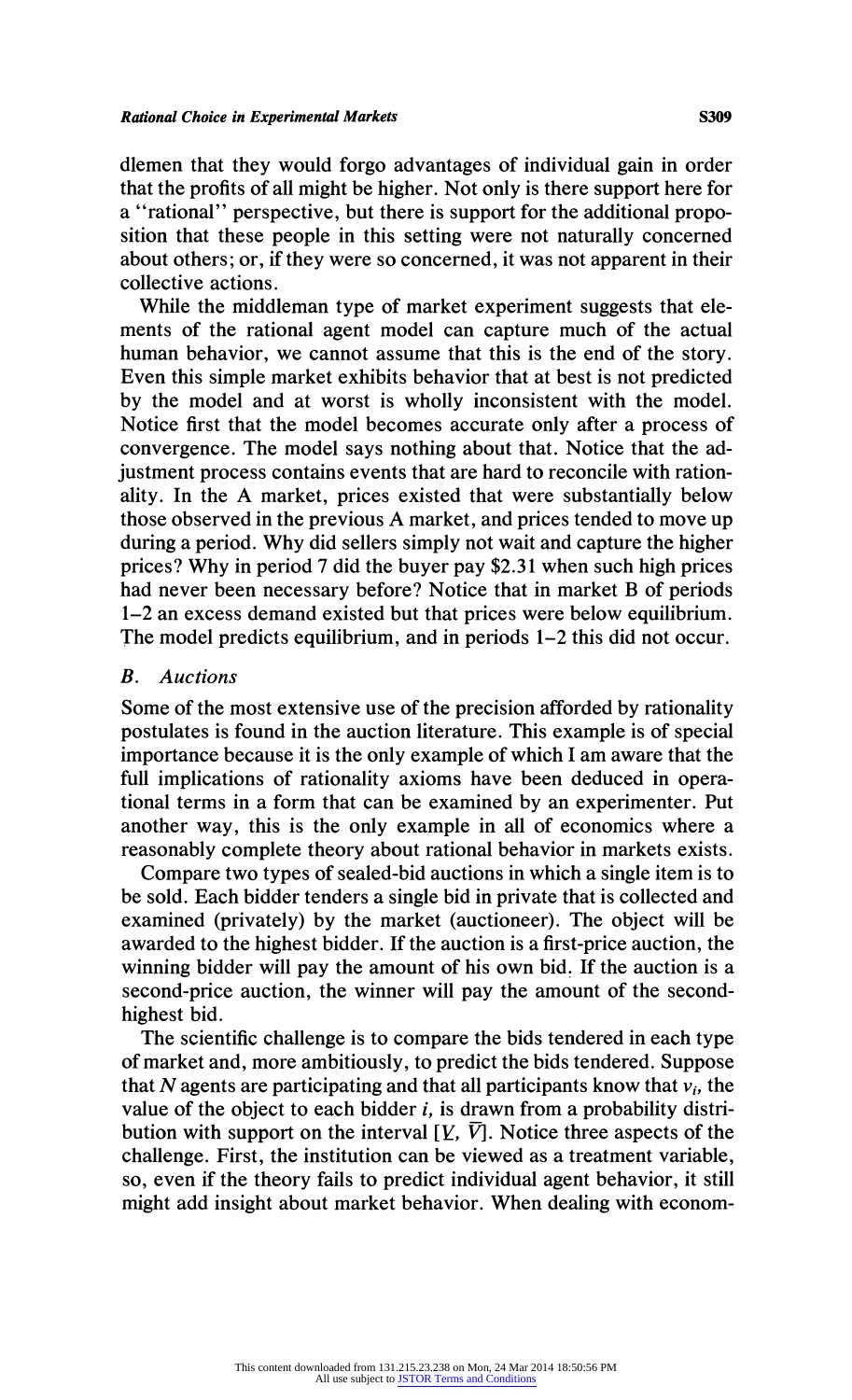dlemen that they would forgo advantages of individual gain in order that the profits of all might be higher. Not only is there support here for a "rational" perspective, but there is support for the additional proposition that these people in this setting were not naturally concerned about others; or, if they were so concerned, it was not apparent in their collective actions.

While the middleman type of market experiment suggests that elements of the rational agent model can capture much of the actual human behavior, we cannot assume that this is the end of the story. Even this simple market exhibits behavior that at best is not predicted by the model and at worst is wholly inconsistent with the model. Notice first that the model becomes accurate only after a process of convergence. The model says nothing about that. Notice that the adjustment process contains events that are hard to reconcile with rationality. In the A market, prices existed that were substantially below those observed in the previous A market, and prices tended to move up during a period. Why did sellers simply not wait and capture the higher prices? Why in period 7 did the buyer pay $2.31 when such high prices had never been necessary before? Notice that in market B of periods 1–2 an excess demand existed but that prices were below equilibrium. The model predicts equilibrium, and in periods 1–2 this did not occur.

### *B. Auctions*

Some of the most extensive use of the precision afforded by rationality postulates is found in the auction literature. This example is of special importance because it is the only example of which I am aware that the full implications of rationality axioms have been deduced in operational terms in a form that can be examined by an experimenter. Put another way, this is the only example in all of economics where a reasonably complete theory about rational behavior in markets exists.

Compare two types of sealed-bid auctions in which a single item is to be sold. Each bidder tenders a single bid in private that is collected and examined (privately) by the market (auctioneer). The object will be awarded to the highest bidder. If the auction is a first-price auction, the winning bidder will pay the amount of his own bid. If the auction is a second-price auction, the winner will pay the amount of the second-highest bid.

The scientific challenge is to compare the bids tendered in each type of market and, more ambitiously, to predict the bids tendered. Suppose that $N$ agents are participating and that all participants know that $v_i$, the value of the object to each bidder $i$, is drawn from a probability distribution with support on the interval $[\underline{V}, \overline{V}]$. Notice three aspects of the challenge. First, the institution can be viewed as a treatment variable, so, even if the theory fails to predict individual agent behavior, it still might add insight about market behavior. When dealing with econom-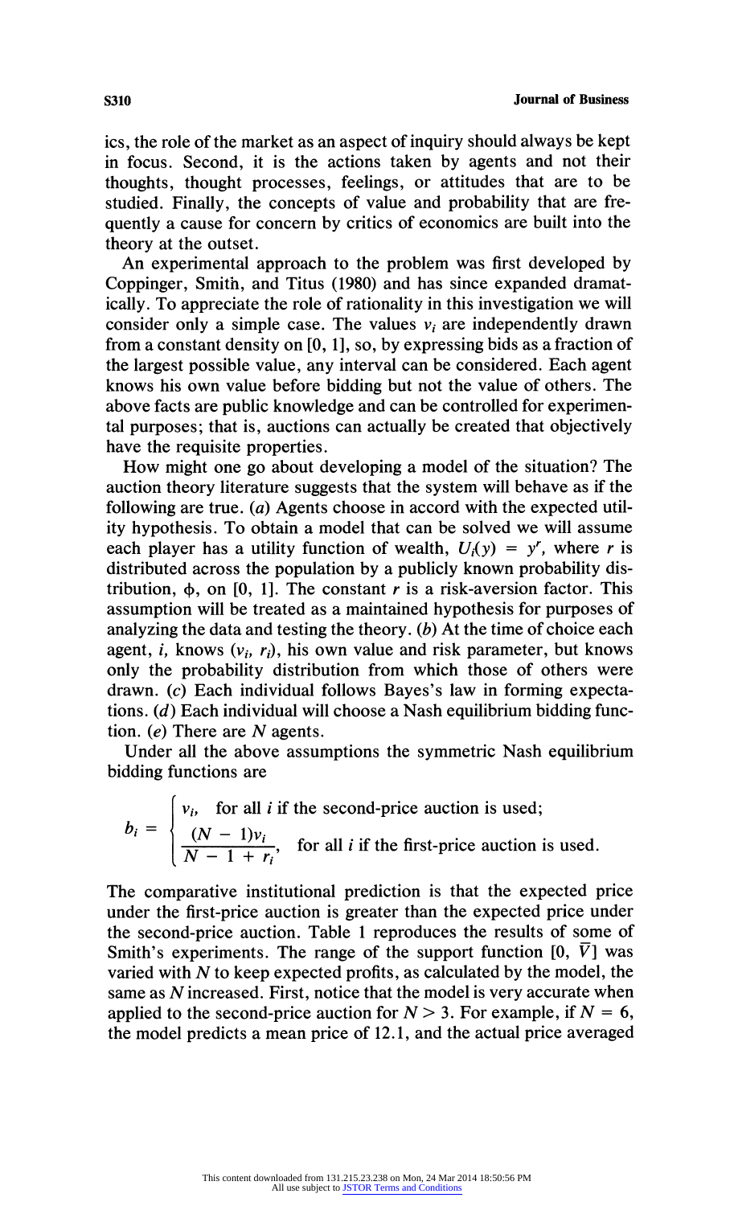ics, the role of the market as an aspect of inquiry should always be kept in focus. Second, it is the actions taken by agents and not their thoughts, thought processes, feelings, or attitudes that are to be studied. Finally, the concepts of value and probability that are frequently a cause for concern by critics of economics are built into the theory at the outset.

An experimental approach to the problem was first developed by Coppinger, Smith, and Titus (1980) and has since expanded dramatically. To appreciate the role of rationality in this investigation we will consider only a simple case. The values $v_i$ are independently drawn from a constant density on [0, 1], so, by expressing bids as a fraction of the largest possible value, any interval can be considered. Each agent knows his own value before bidding but not the value of others. The above facts are public knowledge and can be controlled for experimental purposes; that is, auctions can actually be created that objectively have the requisite properties.

How might one go about developing a model of the situation? The auction theory literature suggests that the system will behave as if the following are true. (*a*) Agents choose in accord with the expected utility hypothesis. To obtain a model that can be solved we will assume each player has a utility function of wealth, $U_i(y) = y^r$, where $r$ is distributed across the population by a publicly known probability distribution, $\phi$, on [0, 1]. The constant $r$ is a risk-aversion factor. This assumption will be treated as a maintained hypothesis for purposes of analyzing the data and testing the theory. (*b*) At the time of choice each agent, $i$, knows $(v_i, r_i)$, his own value and risk parameter, but knows only the probability distribution from which those of others were drawn. (*c*) Each individual follows Bayes's law in forming expectations. (*d*) Each individual will choose a Nash equilibrium bidding function. (*e*) There are $N$ agents.

Under all the above assumptions the symmetric Nash equilibrium bidding functions are

$$b_i = \begin{cases} v_i, & \text{for all } i \text{ if the second-price auction is used;} \\ \dfrac{(N-1)v_i}{N-1+r_i}, & \text{for all } i \text{ if the first-price auction is used.} \end{cases}$$

The comparative institutional prediction is that the expected price under the first-price auction is greater than the expected price under the second-price auction. Table 1 reproduces the results of some of Smith's experiments. The range of the support function $[0, \bar{V}]$ was varied with $N$ to keep expected profits, as calculated by the model, the same as $N$ increased. First, notice that the model is very accurate when applied to the second-price auction for $N > 3$. For example, if $N = 6$, the model predicts a mean price of 12.1, and the actual price averaged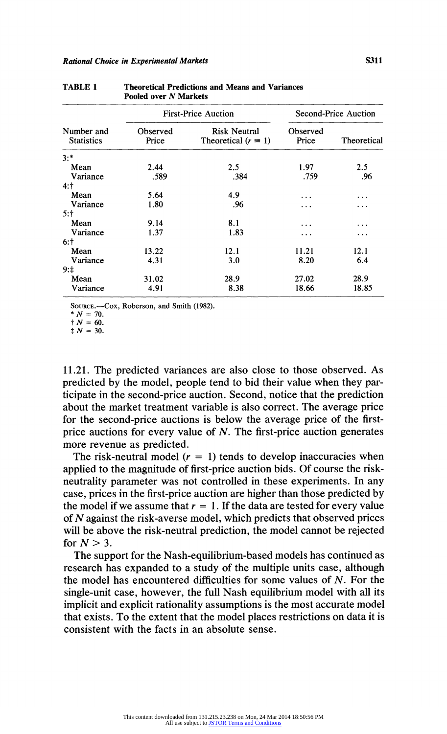**TABLE 1** Theoretical Predictions and Means and Variances Pooled over $N$ Markets

| Number and Statistics | First-Price Auction | | Second-Price Auction | |
|---|---|---|---|---|
| | Observed Price | Risk Neutral Theoretical ($r = 1$) | Observed Price | Theoretical |
| 3:* | | | | |
| Mean | 2.44 | 2.5 | 1.97 | 2.5 |
| Variance | .589 | .384 | .759 | .96 |
| 4:† | | | | |
| Mean | 5.64 | 4.9 | ... | ... |
| Variance | 1.80 | .96 | ... | ... |
| 5:† | | | | |
| Mean | 9.14 | 8.1 | ... | ... |
| Variance | 1.37 | 1.83 | ... | ... |
| 6:† | | | | |
| Mean | 13.22 | 12.1 | 11.21 | 12.1 |
| Variance | 4.31 | 3.0 | 8.20 | 6.4 |
| 9:‡ | | | | |
| Mean | 31.02 | 28.9 | 27.02 | 28.9 |
| Variance | 4.91 | 8.38 | 18.66 | 18.85 |

Source.—Cox, Roberson, and Smith (1982).
* $N = 70$.
† $N = 60$.
‡ $N = 30$.

11.21. The predicted variances are also close to those observed. As predicted by the model, people tend to bid their value when they participate in the second-price auction. Second, notice that the prediction about the market treatment variable is also correct. The average price for the second-price auctions is below the average price of the first-price auctions for every value of $N$. The first-price auction generates more revenue as predicted.

The risk-neutral model ($r = 1$) tends to develop inaccuracies when applied to the magnitude of first-price auction bids. Of course the risk-neutrality parameter was not controlled in these experiments. In any case, prices in the first-price auction are higher than those predicted by the model if we assume that $r = 1$. If the data are tested for every value of $N$ against the risk-averse model, which predicts that observed prices will be above the risk-neutral prediction, the model cannot be rejected for $N > 3$.

The support for the Nash-equilibrium-based models has continued as research has expanded to a study of the multiple units case, although the model has encountered difficulties for some values of $N$. For the single-unit case, however, the full Nash equilibrium model with all its implicit and explicit rationality assumptions is the most accurate model that exists. To the extent that the model places restrictions on data it is consistent with the facts in an absolute sense.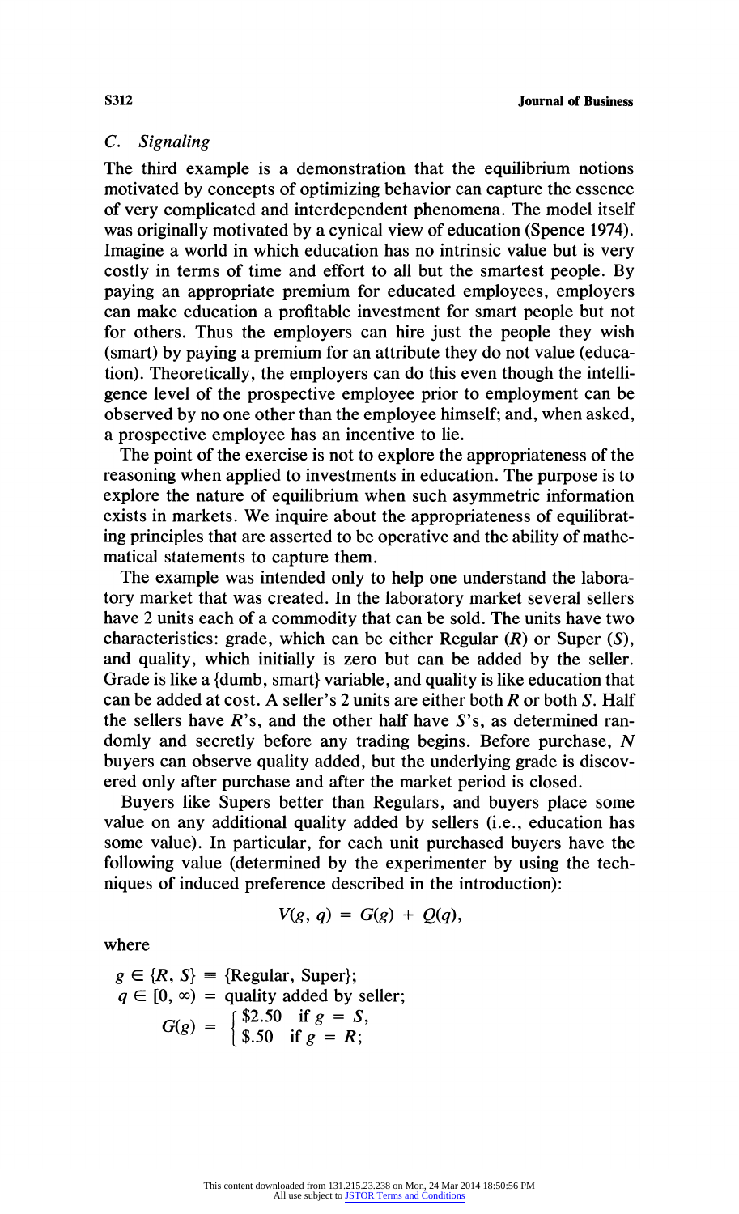### C. *Signaling*

The third example is a demonstration that the equilibrium notions motivated by concepts of optimizing behavior can capture the essence of very complicated and interdependent phenomena. The model itself was originally motivated by a cynical view of education (Spence 1974). Imagine a world in which education has no intrinsic value but is very costly in terms of time and effort to all but the smartest people. By paying an appropriate premium for educated employees, employers can make education a profitable investment for smart people but not for others. Thus the employers can hire just the people they wish (smart) by paying a premium for an attribute they do not value (education). Theoretically, the employers can do this even though the intelligence level of the prospective employee prior to employment can be observed by no one other than the employee himself; and, when asked, a prospective employee has an incentive to lie.

The point of the exercise is not to explore the appropriateness of the reasoning when applied to investments in education. The purpose is to explore the nature of equilibrium when such asymmetric information exists in markets. We inquire about the appropriateness of equilibrating principles that are asserted to be operative and the ability of mathematical statements to capture them.

The example was intended only to help one understand the laboratory market that was created. In the laboratory market several sellers have 2 units each of a commodity that can be sold. The units have two characteristics: grade, which can be either Regular ($R$) or Super ($S$), and quality, which initially is zero but can be added by the seller. Grade is like a {dumb, smart} variable, and quality is like education that can be added at cost. A seller's 2 units are either both $R$ or both $S$. Half the sellers have $R$'s, and the other half have $S$'s, as determined randomly and secretly before any trading begins. Before purchase, $N$ buyers can observe quality added, but the underlying grade is discovered only after purchase and after the market period is closed.

Buyers like Supers better than Regulars, and buyers place some value on any additional quality added by sellers (i.e., education has some value). In particular, for each unit purchased buyers have the following value (determined by the experimenter by using the techniques of induced preference described in the introduction):

$$V(g, q) = G(g) + Q(q),$$

where

$g \in \{R, S\} \equiv$ {Regular, Super};
$q \in [0, \infty) =$ quality added by seller;

$$G(g) = \begin{cases} \$2.50 & \text{if } g = S, \\ \$.50 & \text{if } g = R; \end{cases}$$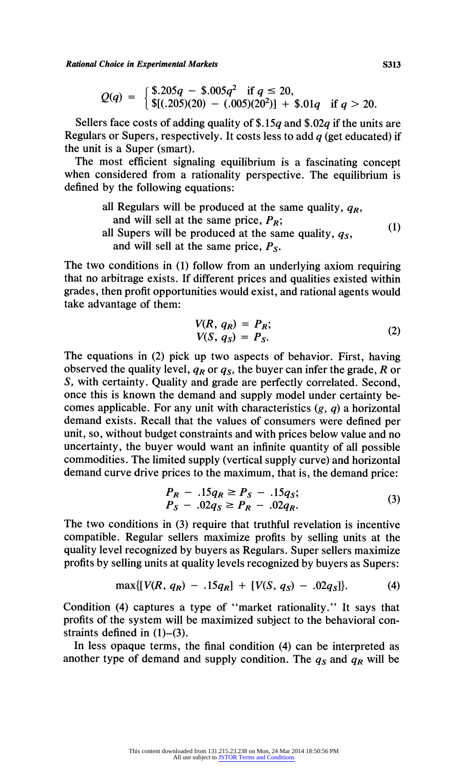$$Q(q) = \begin{cases} \$.205q - \$.005q^2 & \text{if } q \leq 20, \\ \$[(.205)(20) - (.005)(20^2)] + \$.01q & \text{if } q > 20. \end{cases}$$

Sellers face costs of adding quality of $\$.15q$ and $\$.02q$ if the units are Regulars or Supers, respectively. It costs less to add $q$ (get educated) if the unit is a Super (smart).

The most efficient signaling equilibrium is a fascinating concept when considered from a rationality perspective. The equilibrium is defined by the following equations:

$$\begin{aligned} &\text{all Regulars will be produced at the same quality, } q_R, \\ &\quad \text{and will sell at the same price, } P_R; \\ &\text{all Supers will be produced at the same quality, } q_S, \\ &\quad \text{and will sell at the same price, } P_S. \end{aligned} \tag{1}$$

The two conditions in (1) follow from an underlying axiom requiring that no arbitrage exists. If different prices and qualities existed within grades, then profit opportunities would exist, and rational agents would take advantage of them:

$$\begin{aligned} V(R, q_R) &= P_R; \\ V(S, q_S) &= P_S. \end{aligned} \tag{2}$$

The equations in (2) pick up two aspects of behavior. First, having observed the quality level, $q_R$ or $q_S$, the buyer can infer the grade, $R$ or $S$, with certainty. Quality and grade are perfectly correlated. Second, once this is known the demand and supply model under certainty becomes applicable. For any unit with characteristics $(g, q)$ a horizontal demand exists. Recall that the values of consumers were defined per unit, so, without budget constraints and with prices below value and no uncertainty, the buyer would want an infinite quantity of all possible commodities. The limited supply (vertical supply curve) and horizontal demand curve drive prices to the maximum, that is, the demand price:

$$\begin{aligned} P_R - .15q_R &\geq P_S - .15q_S; \\ P_S - .02q_S &\geq P_R - .02q_R. \end{aligned} \tag{3}$$

The two conditions in (3) require that truthful revelation is incentive compatible. Regular sellers maximize profits by selling units at the quality level recognized by buyers as Regulars. Super sellers maximize profits by selling units at quality levels recognized by buyers as Supers:

$$\max\{[V(R, q_R) - .15q_R] + [V(S, q_S) - .02q_S]\}. \tag{4}$$

Condition (4) captures a type of "market rationality." It says that profits of the system will be maximized subject to the behavioral constraints defined in (1)–(3).

In less opaque terms, the final condition (4) can be interpreted as another type of demand and supply condition. The $q_S$ and $q_R$ will be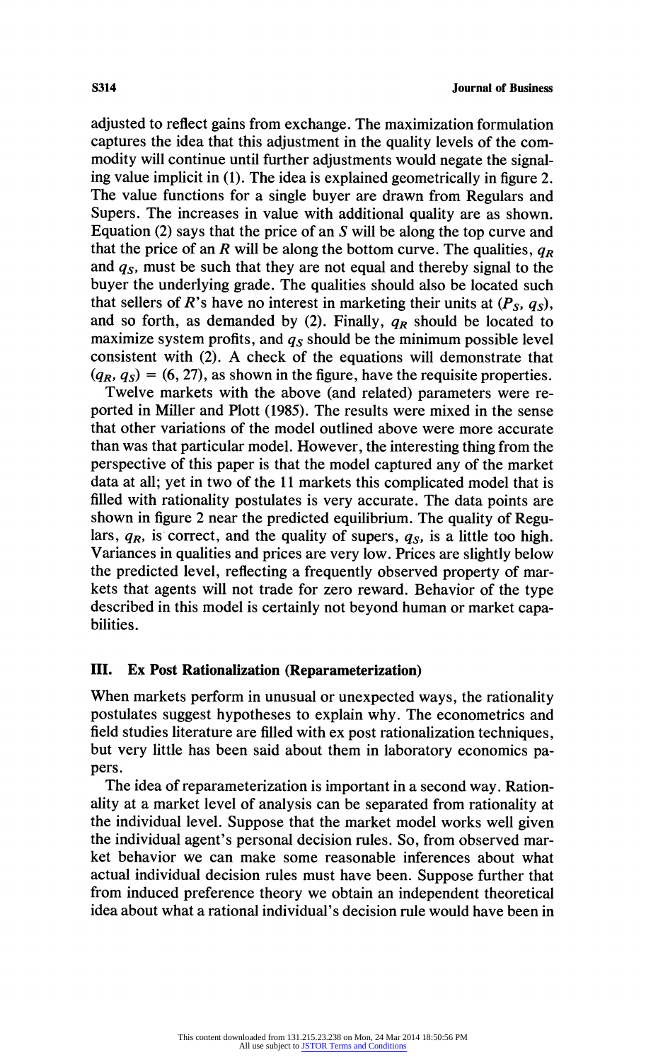adjusted to reflect gains from exchange. The maximization formulation captures the idea that this adjustment in the quality levels of the commodity will continue until further adjustments would negate the signaling value implicit in (1). The idea is explained geometrically in figure 2. The value functions for a single buyer are drawn from Regulars and Supers. The increases in value with additional quality are as shown. Equation (2) says that the price of an $S$ will be along the top curve and that the price of an $R$ will be along the bottom curve. The qualities, $q_R$ and $q_S$, must be such that they are not equal and thereby signal to the buyer the underlying grade. The qualities should also be located such that sellers of $R$'s have no interest in marketing their units at $(P_S, q_S)$, and so forth, as demanded by (2). Finally, $q_R$ should be located to maximize system profits, and $q_S$ should be the minimum possible level consistent with (2). A check of the equations will demonstrate that $(q_R, q_S) = (6, 27)$, as shown in the figure, have the requisite properties.

Twelve markets with the above (and related) parameters were reported in Miller and Plott (1985). The results were mixed in the sense that other variations of the model outlined above were more accurate than was that particular model. However, the interesting thing from the perspective of this paper is that the model captured any of the market data at all; yet in two of the 11 markets this complicated model that is filled with rationality postulates is very accurate. The data points are shown in figure 2 near the predicted equilibrium. The quality of Regulars, $q_R$, is correct, and the quality of supers, $q_S$, is a little too high. Variances in qualities and prices are very low. Prices are slightly below the predicted level, reflecting a frequently observed property of markets that agents will not trade for zero reward. Behavior of the type described in this model is certainly not beyond human or market capabilities.

## III. Ex Post Rationalization (Reparameterization)

When markets perform in unusual or unexpected ways, the rationality postulates suggest hypotheses to explain why. The econometrics and field studies literature are filled with ex post rationalization techniques, but very little has been said about them in laboratory economics papers.

The idea of reparameterization is important in a second way. Rationality at a market level of analysis can be separated from rationality at the individual level. Suppose that the market model works well given the individual agent's personal decision rules. So, from observed market behavior we can make some reasonable inferences about what actual individual decision rules must have been. Suppose further that from induced preference theory we obtain an independent theoretical idea about what a rational individual's decision rule would have been in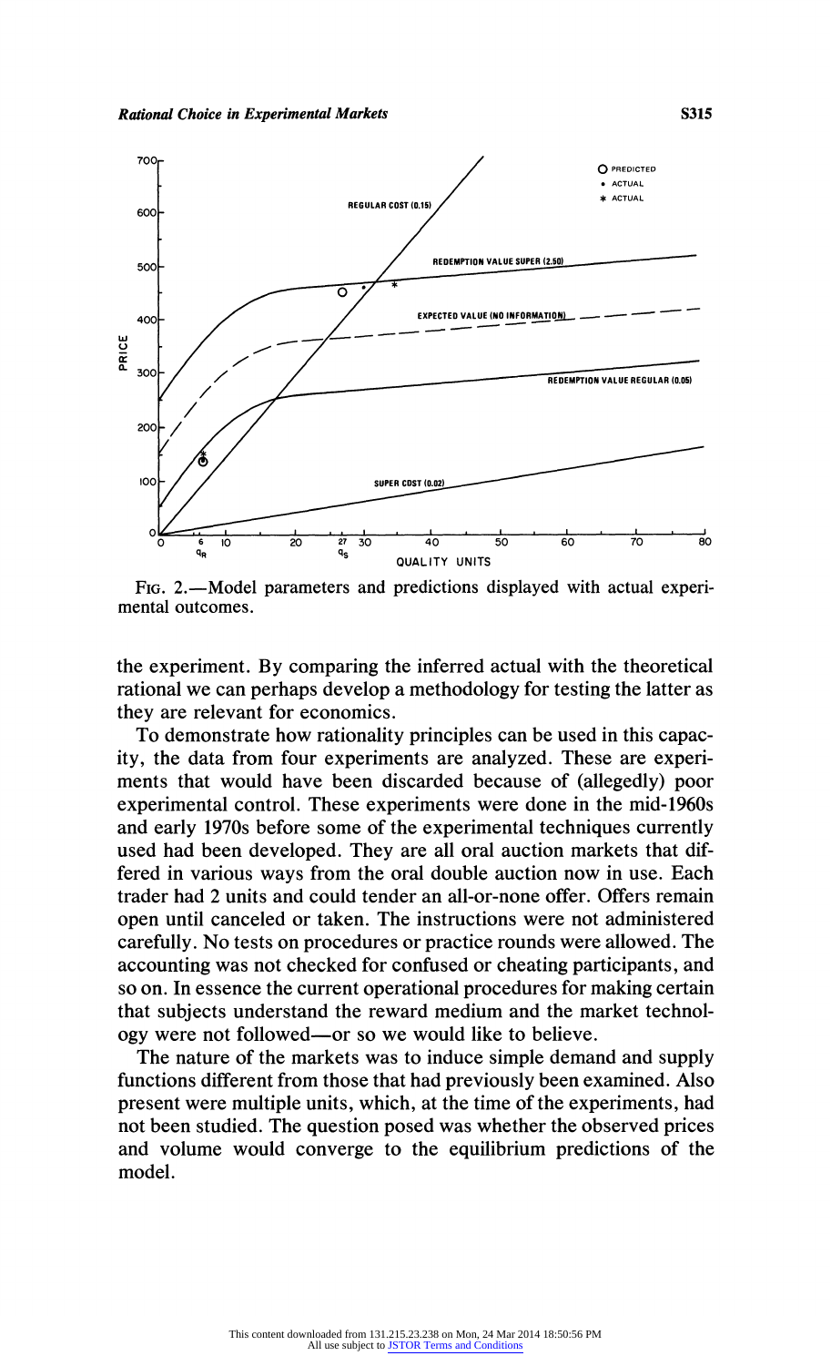FIG. 2.—Model parameters and predictions displayed with actual experimental outcomes.

the experiment. By comparing the inferred actual with the theoretical rational we can perhaps develop a methodology for testing the latter as they are relevant for economics.

To demonstrate how rationality principles can be used in this capacity, the data from four experiments are analyzed. These are experiments that would have been discarded because of (allegedly) poor experimental control. These experiments were done in the mid-1960s and early 1970s before some of the experimental techniques currently used had been developed. They are all oral auction markets that differed in various ways from the oral double auction now in use. Each trader had 2 units and could tender an all-or-none offer. Offers remain open until canceled or taken. The instructions were not administered carefully. No tests on procedures or practice rounds were allowed. The accounting was not checked for confused or cheating participants, and so on. In essence the current operational procedures for making certain that subjects understand the reward medium and the market technology were not followed—or so we would like to believe.

The nature of the markets was to induce simple demand and supply functions different from those that had previously been examined. Also present were multiple units, which, at the time of the experiments, had not been studied. The question posed was whether the observed prices and volume would converge to the equilibrium predictions of the model.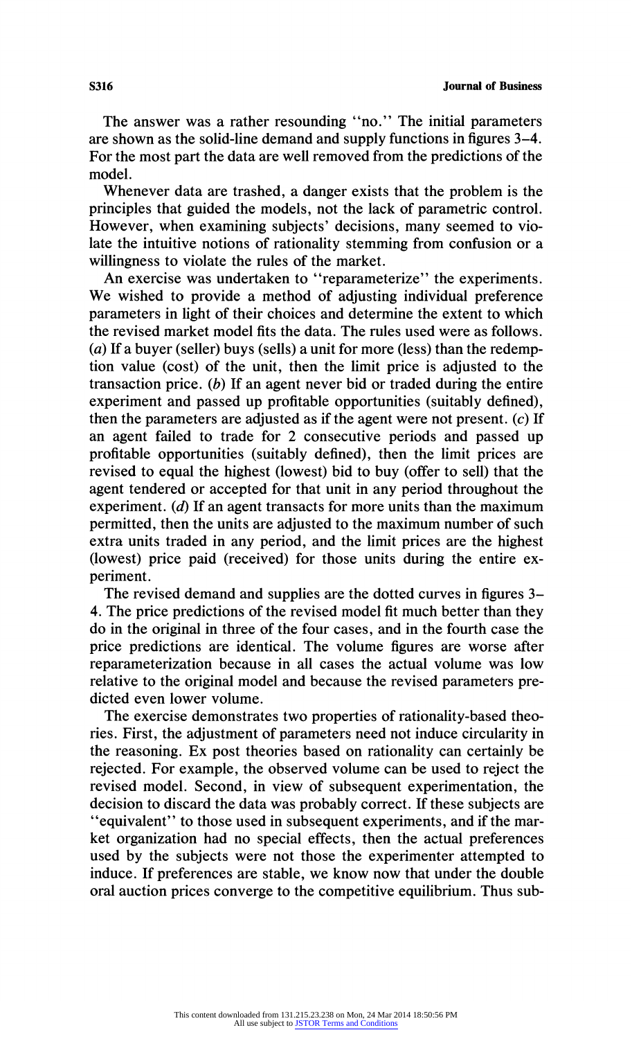The answer was a rather resounding "no." The initial parameters are shown as the solid-line demand and supply functions in figures 3–4. For the most part the data are well removed from the predictions of the model.

Whenever data are trashed, a danger exists that the problem is the principles that guided the models, not the lack of parametric control. However, when examining subjects' decisions, many seemed to violate the intuitive notions of rationality stemming from confusion or a willingness to violate the rules of the market.

An exercise was undertaken to "reparameterize" the experiments. We wished to provide a method of adjusting individual preference parameters in light of their choices and determine the extent to which the revised market model fits the data. The rules used were as follows. (*a*) If a buyer (seller) buys (sells) a unit for more (less) than the redemption value (cost) of the unit, then the limit price is adjusted to the transaction price. (*b*) If an agent never bid or traded during the entire experiment and passed up profitable opportunities (suitably defined), then the parameters are adjusted as if the agent were not present. (*c*) If an agent failed to trade for 2 consecutive periods and passed up profitable opportunities (suitably defined), then the limit prices are revised to equal the highest (lowest) bid to buy (offer to sell) that the agent tendered or accepted for that unit in any period throughout the experiment. (*d*) If an agent transacts for more units than the maximum permitted, then the units are adjusted to the maximum number of such extra units traded in any period, and the limit prices are the highest (lowest) price paid (received) for those units during the entire experiment.

The revised demand and supplies are the dotted curves in figures 3–4. The price predictions of the revised model fit much better than they do in the original in three of the four cases, and in the fourth case the price predictions are identical. The volume figures are worse after reparameterization because in all cases the actual volume was low relative to the original model and because the revised parameters predicted even lower volume.

The exercise demonstrates two properties of rationality-based theories. First, the adjustment of parameters need not induce circularity in the reasoning. Ex post theories based on rationality can certainly be rejected. For example, the observed volume can be used to reject the revised model. Second, in view of subsequent experimentation, the decision to discard the data was probably correct. If these subjects are "equivalent" to those used in subsequent experiments, and if the market organization had no special effects, then the actual preferences used by the subjects were not those the experimenter attempted to induce. If preferences are stable, we know now that under the double oral auction prices converge to the competitive equilibrium. Thus sub-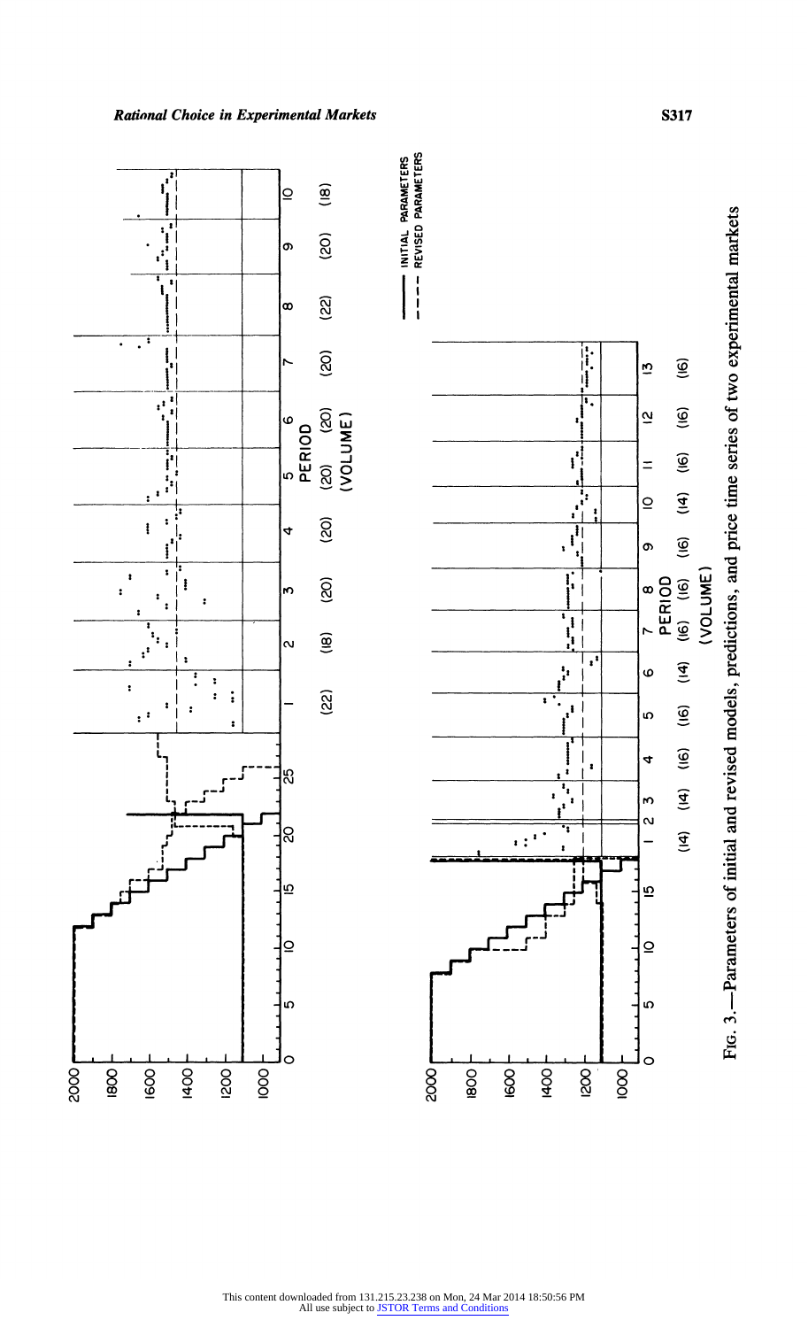FIG. 3.—Parameters of initial and revised models, predictions, and price time series of two experimental markets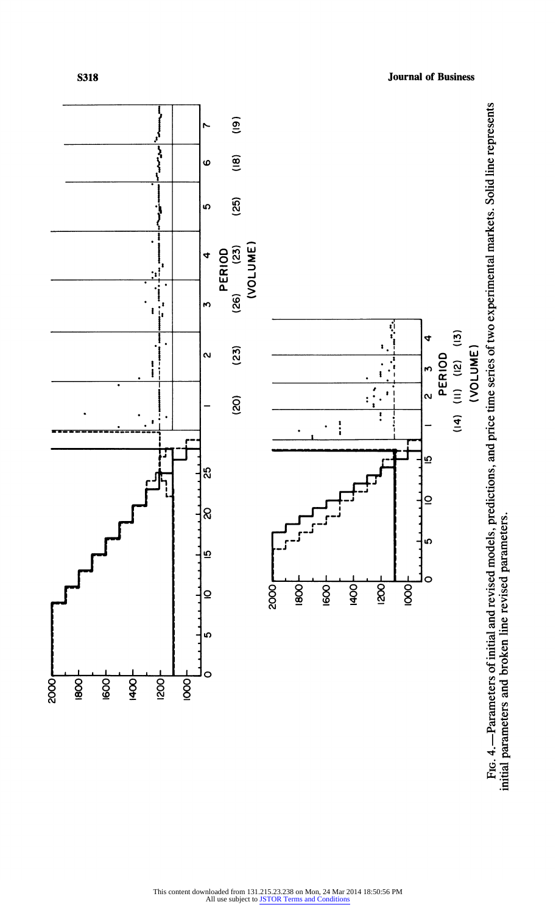Fig. 4.—Parameters of initial and revised models, predictions, and price time series of two experimental markets. Solid line represents initial parameters and broken line revised parameters.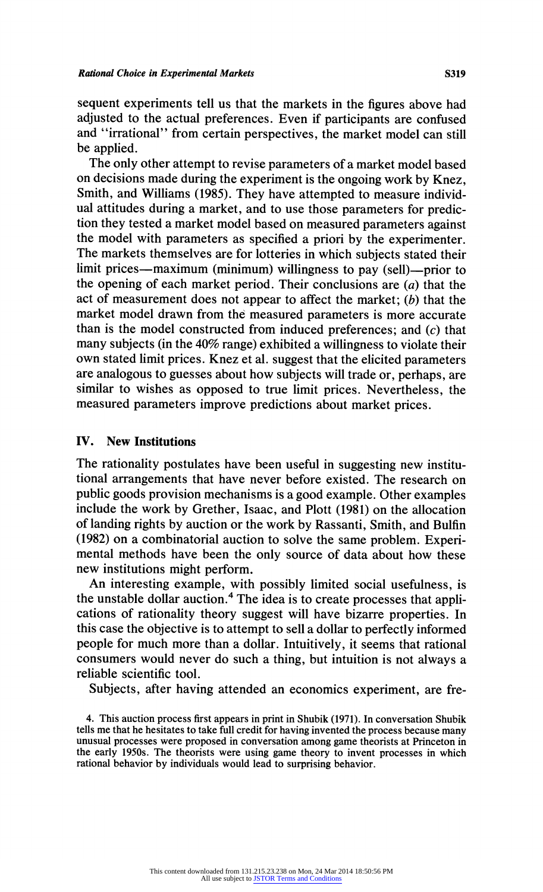sequent experiments tell us that the markets in the figures above had adjusted to the actual preferences. Even if participants are confused and "irrational" from certain perspectives, the market model can still be applied.

The only other attempt to revise parameters of a market model based on decisions made during the experiment is the ongoing work by Knez, Smith, and Williams (1985). They have attempted to measure individual attitudes during a market, and to use those parameters for prediction they tested a market model based on measured parameters against the model with parameters as specified a priori by the experimenter. The markets themselves are for lotteries in which subjects stated their limit prices—maximum (minimum) willingness to pay (sell)—prior to the opening of each market period. Their conclusions are (*a*) that the act of measurement does not appear to affect the market; (*b*) that the market model drawn from the measured parameters is more accurate than is the model constructed from induced preferences; and (*c*) that many subjects (in the 40% range) exhibited a willingness to violate their own stated limit prices. Knez et al. suggest that the elicited parameters are analogous to guesses about how subjects will trade or, perhaps, are similar to wishes as opposed to true limit prices. Nevertheless, the measured parameters improve predictions about market prices.

## IV. New Institutions

The rationality postulates have been useful in suggesting new institutional arrangements that have never before existed. The research on public goods provision mechanisms is a good example. Other examples include the work by Grether, Isaac, and Plott (1981) on the allocation of landing rights by auction or the work by Rassanti, Smith, and Bulfin (1982) on a combinatorial auction to solve the same problem. Experimental methods have been the only source of data about how these new institutions might perform.

An interesting example, with possibly limited social usefulness, is the unstable dollar auction.[4] The idea is to create processes that applications of rationality theory suggest will have bizarre properties. In this case the objective is to attempt to sell a dollar to perfectly informed people for much more than a dollar. Intuitively, it seems that rational consumers would never do such a thing, but intuition is not always a reliable scientific tool.

Subjects, after having attended an economics experiment, are fre-

4. This auction process first appears in print in Shubik (1971). In conversation Shubik tells me that he hesitates to take full credit for having invented the process because many unusual processes were proposed in conversation among game theorists at Princeton in the early 1950s. The theorists were using game theory to invent processes in which rational behavior by individuals would lead to surprising behavior.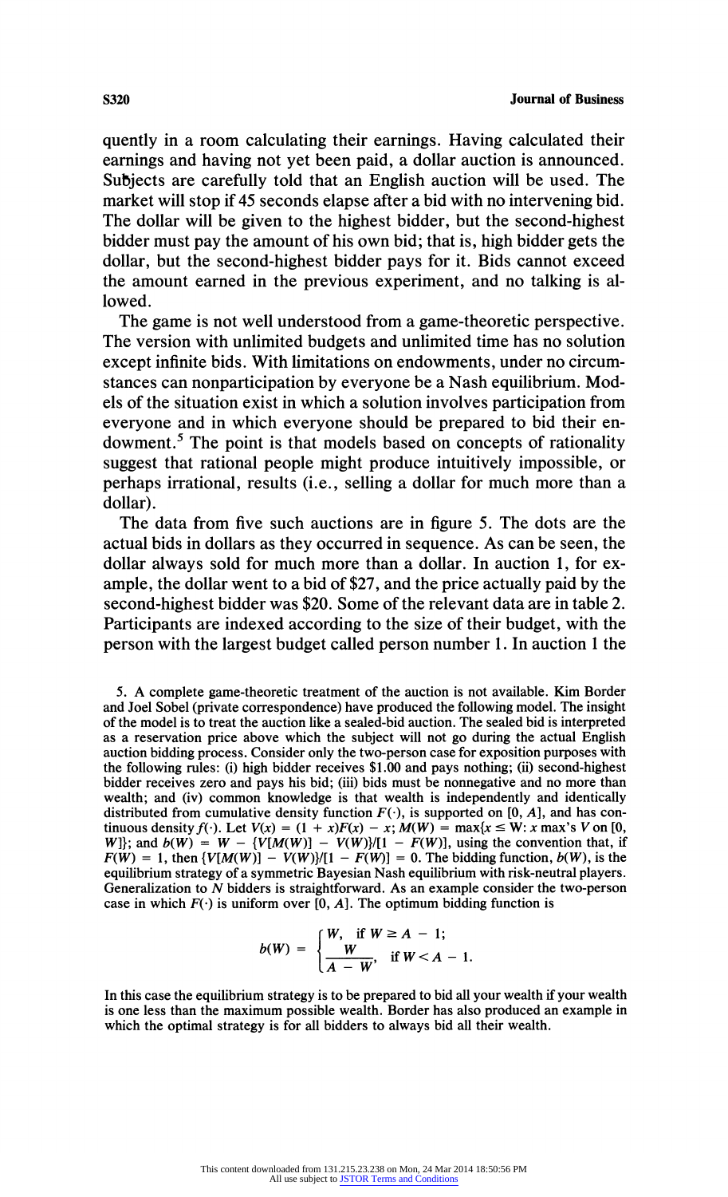quently in a room calculating their earnings. Having calculated their earnings and having not yet been paid, a dollar auction is announced. Subjects are carefully told that an English auction will be used. The market will stop if 45 seconds elapse after a bid with no intervening bid. The dollar will be given to the highest bidder, but the second-highest bidder must pay the amount of his own bid; that is, high bidder gets the dollar, but the second-highest bidder pays for it. Bids cannot exceed the amount earned in the previous experiment, and no talking is allowed.

The game is not well understood from a game-theoretic perspective. The version with unlimited budgets and unlimited time has no solution except infinite bids. With limitations on endowments, under no circumstances can nonparticipation by everyone be a Nash equilibrium. Models of the situation exist in which a solution involves participation from everyone and in which everyone should be prepared to bid their endowment.[5] The point is that models based on concepts of rationality suggest that rational people might produce intuitively impossible, or perhaps irrational, results (i.e., selling a dollar for much more than a dollar).

The data from five such auctions are in figure 5. The dots are the actual bids in dollars as they occurred in sequence. As can be seen, the dollar always sold for much more than a dollar. In auction 1, for example, the dollar went to a bid of \$27, and the price actually paid by the second-highest bidder was \$20. Some of the relevant data are in table 2. Participants are indexed according to the size of their budget, with the person with the largest budget called person number 1. In auction 1 the

5. A complete game-theoretic treatment of the auction is not available. Kim Border and Joel Sobel (private correspondence) have produced the following model. The insight of the model is to treat the auction like a sealed-bid auction. The sealed bid is interpreted as a reservation price above which the subject will not go during the actual English auction bidding process. Consider only the two-person case for exposition purposes with the following rules: (i) high bidder receives \$1.00 and pays nothing; (ii) second-highest bidder receives zero and pays his bid; (iii) bids must be nonnegative and no more than wealth; and (iv) common knowledge is that wealth is independently and identically distributed from cumulative density function $F(\cdot)$, is supported on $[0, A]$, and has continuous density $f(\cdot)$. Let $V(x) = (1 + x)F(x) - x$; $M(W) = \max\{x \leq W: x \text{ max's } V \text{ on } [0, W]\}$; and $b(W) = W - \{V[M(W)] - V(W)\}/[1 - F(W)]$, using the convention that, if $F(W) = 1$, then $\{V[M(W)] - V(W)\}/[1 - F(W)] = 0$. The bidding function, $b(W)$, is the equilibrium strategy of a symmetric Bayesian Nash equilibrium with risk-neutral players. Generalization to $N$ bidders is straightforward. As an example consider the two-person case in which $F(\cdot)$ is uniform over $[0, A]$. The optimum bidding function is

$$b(W) = \begin{cases} W, & \text{if } W \geq A - 1; \\ \dfrac{W}{A - W}, & \text{if } W < A - 1. \end{cases}$$

In this case the equilibrium strategy is to be prepared to bid all your wealth if your wealth is one less than the maximum possible wealth. Border has also produced an example in which the optimal strategy is for all bidders to always bid all their wealth.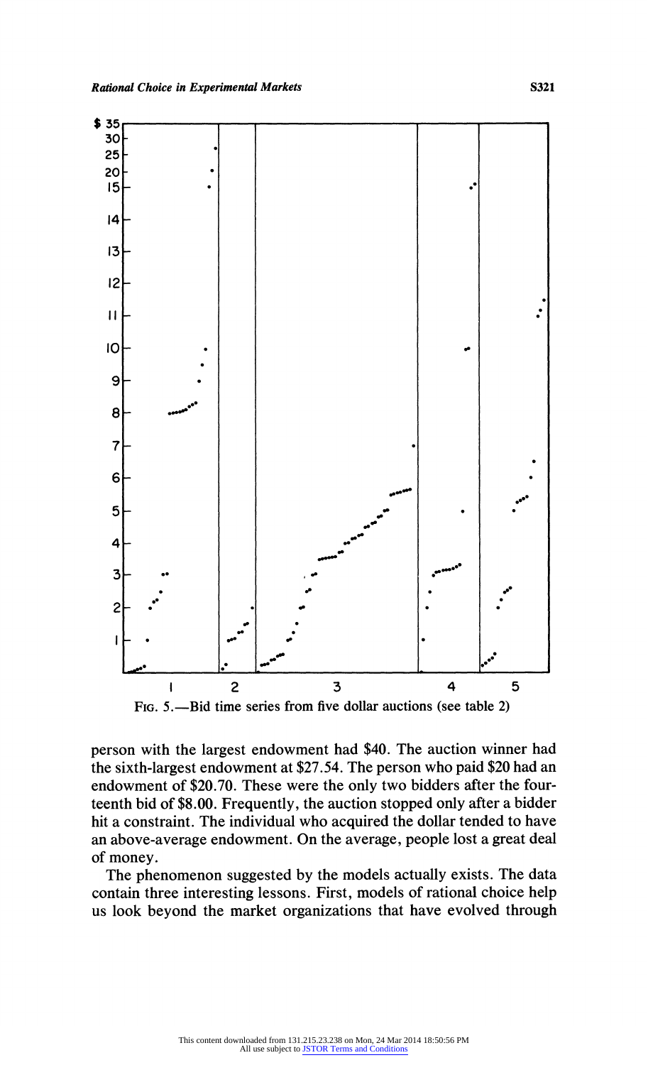FIG. 5.—Bid time series from five dollar auctions (see table 2)

person with the largest endowment had $40. The auction winner had the sixth-largest endowment at $27.54. The person who paid $20 had an endowment of $20.70. These were the only two bidders after the fourteenth bid of $8.00. Frequently, the auction stopped only after a bidder hit a constraint. The individual who acquired the dollar tended to have an above-average endowment. On the average, people lost a great deal of money.

The phenomenon suggested by the models actually exists. The data contain three interesting lessons. First, models of rational choice help us look beyond the market organizations that have evolved through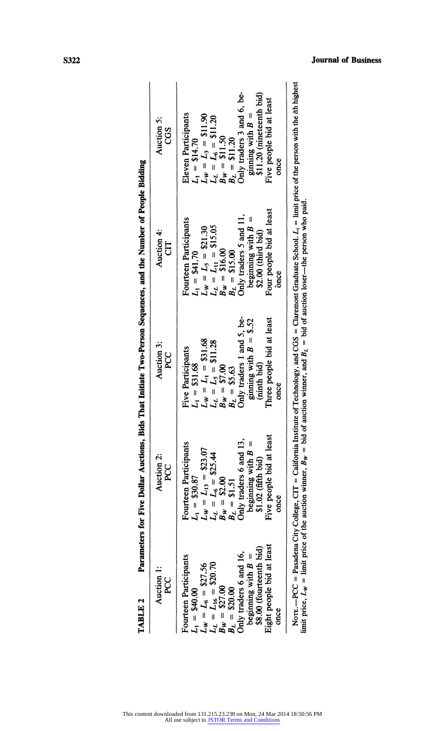**TABLE 2 Parameters for Five Dollar Auctions, Bids That Initiate Two-Person Sequences, and the Number of People Bidding**

| Auction 1: PCC | Auction 2: PCC | Auction 3: PCC | Auction 4: CIT | Auction 5: CGS |
|---|---|---|---|---|
| Fourteen Participants | Fourteen Participants | Five Participants | Fourteen Participants | Eleven Participants |
| $L_1$ = \$40.00 | $L_1$ = \$30.87 | $L_1$ = \$31.68 | $L_1$ = \$41.70 | $L_1$ = \$14.70 |
| $L_W = L_6$ = \$27.56 | $L_W = L_{13}$ = \$23.07 | $L_W = L_1$ = \$31.68 | $L_W = L_5$ = \$21.30 | $L_W = L_3$ = \$11.90 |
| $L_L = L_{16}$ = \$20.70 | $L_L = L_6$ = \$25.44 | $L_L = L_5$ = \$11.28 | $L_L = L_{11}$ = \$15.05 | $L_L = L_6$ = \$11.20 |
| $B_W$ = \$27.00 | $B_W$ = \$2.00 | $B_W$ = \$7.00 | $B_W$ = \$16.00 | $B_W$ = \$11.50 |
| $B_L$ = \$20.00 | $B_L$ = \$1.51 | $B_L$ = \$5.63 | $B_L$ = \$15.00 | $B_L$ = \$11.20 |
| Only traders 6 and 16, beginning with $B$ = \$8.00 (fourteenth bid) | Only traders 6 and 13, beginning with $B$ = \$1.02 (fifth bid) | Only traders 1 and 5, beginning with $B$ = \$.52 (ninth bid) | Only traders 5 and 11, beginning with $B$ = \$2.00 (third bid) | Only traders 3 and 6, beginning with $B$ = \$11.20 (nineteenth bid) |
| Eight people bid at least once | Five people bid at least once | Three people bid at least once | Four people bid at least once | Five people bid at least once |

NOTE.—PCC = Pasadena City College, CIT = California Institute of Technology, and CGS = Claremont Graduate School. $L_i$ = limit price of the person with the $i$th highest limit price, $L_W$ = limit price of the auction winner, $B_W$ = bid of auction winner, and $B_L$ = bid of auction loser—the person who paid.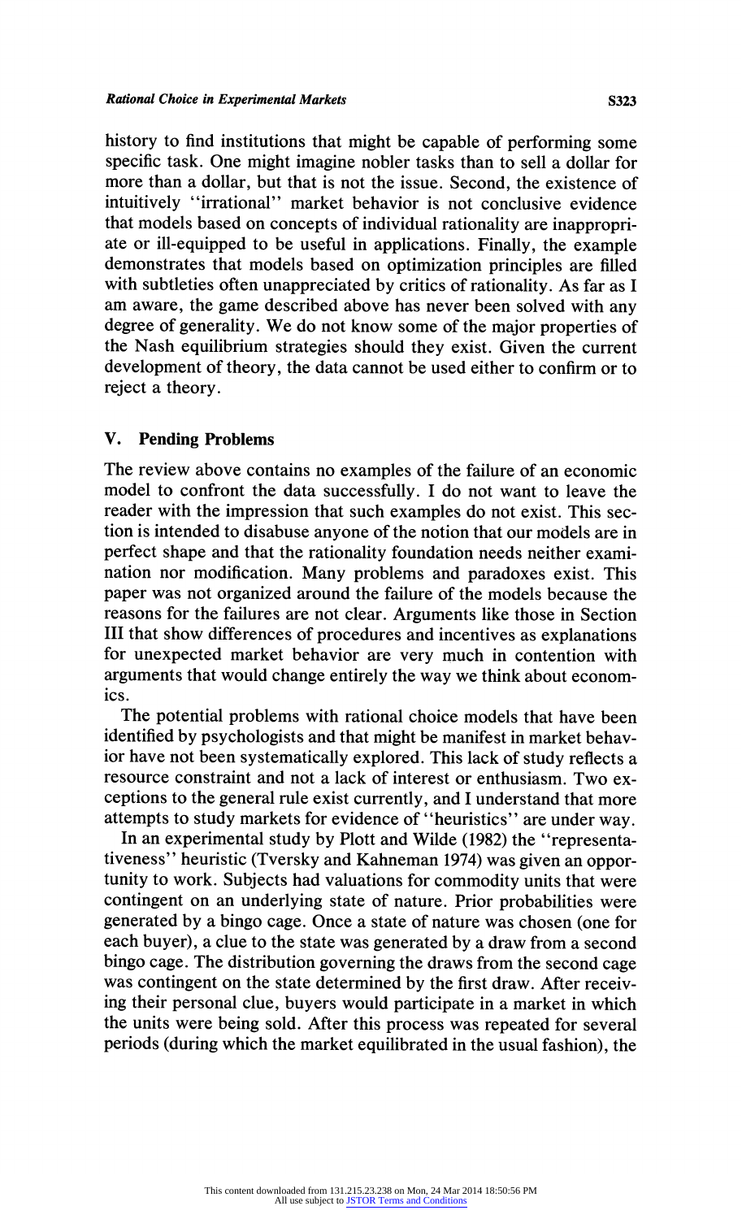history to find institutions that might be capable of performing some specific task. One might imagine nobler tasks than to sell a dollar for more than a dollar, but that is not the issue. Second, the existence of intuitively "irrational" market behavior is not conclusive evidence that models based on concepts of individual rationality are inappropriate or ill-equipped to be useful in applications. Finally, the example demonstrates that models based on optimization principles are filled with subtleties often unappreciated by critics of rationality. As far as I am aware, the game described above has never been solved with any degree of generality. We do not know some of the major properties of the Nash equilibrium strategies should they exist. Given the current development of theory, the data cannot be used either to confirm or to reject a theory.

## V. Pending Problems

The review above contains no examples of the failure of an economic model to confront the data successfully. I do not want to leave the reader with the impression that such examples do not exist. This section is intended to disabuse anyone of the notion that our models are in perfect shape and that the rationality foundation needs neither examination nor modification. Many problems and paradoxes exist. This paper was not organized around the failure of the models because the reasons for the failures are not clear. Arguments like those in Section III that show differences of procedures and incentives as explanations for unexpected market behavior are very much in contention with arguments that would change entirely the way we think about economics.

The potential problems with rational choice models that have been identified by psychologists and that might be manifest in market behavior have not been systematically explored. This lack of study reflects a resource constraint and not a lack of interest or enthusiasm. Two exceptions to the general rule exist currently, and I understand that more attempts to study markets for evidence of "heuristics" are under way.

In an experimental study by Plott and Wilde (1982) the "representativeness" heuristic (Tversky and Kahneman 1974) was given an opportunity to work. Subjects had valuations for commodity units that were contingent on an underlying state of nature. Prior probabilities were generated by a bingo cage. Once a state of nature was chosen (one for each buyer), a clue to the state was generated by a draw from a second bingo cage. The distribution governing the draws from the second cage was contingent on the state determined by the first draw. After receiving their personal clue, buyers would participate in a market in which the units were being sold. After this process was repeated for several periods (during which the market equilibrated in the usual fashion), the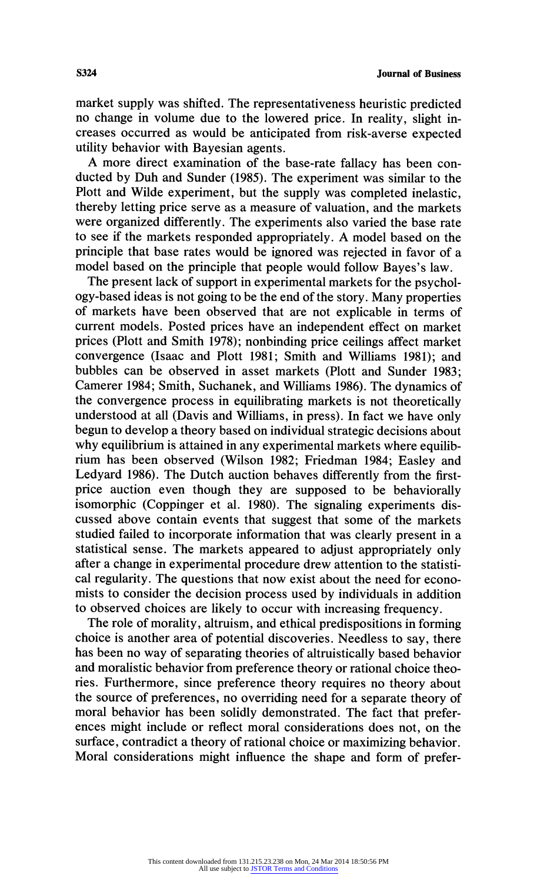market supply was shifted. The representativeness heuristic predicted no change in volume due to the lowered price. In reality, slight increases occurred as would be anticipated from risk-averse expected utility behavior with Bayesian agents.

A more direct examination of the base-rate fallacy has been conducted by Duh and Sunder (1985). The experiment was similar to the Plott and Wilde experiment, but the supply was completed inelastic, thereby letting price serve as a measure of valuation, and the markets were organized differently. The experiments also varied the base rate to see if the markets responded appropriately. A model based on the principle that base rates would be ignored was rejected in favor of a model based on the principle that people would follow Bayes's law.

The present lack of support in experimental markets for the psychology-based ideas is not going to be the end of the story. Many properties of markets have been observed that are not explicable in terms of current models. Posted prices have an independent effect on market prices (Plott and Smith 1978); nonbinding price ceilings affect market convergence (Isaac and Plott 1981; Smith and Williams 1981); and bubbles can be observed in asset markets (Plott and Sunder 1983; Camerer 1984; Smith, Suchanek, and Williams 1986). The dynamics of the convergence process in equilibrating markets is not theoretically understood at all (Davis and Williams, in press). In fact we have only begun to develop a theory based on individual strategic decisions about why equilibrium is attained in any experimental markets where equilibrium has been observed (Wilson 1982; Friedman 1984; Easley and Ledyard 1986). The Dutch auction behaves differently from the first-price auction even though they are supposed to be behaviorally isomorphic (Coppinger et al. 1980). The signaling experiments discussed above contain events that suggest that some of the markets studied failed to incorporate information that was clearly present in a statistical sense. The markets appeared to adjust appropriately only after a change in experimental procedure drew attention to the statistical regularity. The questions that now exist about the need for economists to consider the decision process used by individuals in addition to observed choices are likely to occur with increasing frequency.

The role of morality, altruism, and ethical predispositions in forming choice is another area of potential discoveries. Needless to say, there has been no way of separating theories of altruistically based behavior and moralistic behavior from preference theory or rational choice theories. Furthermore, since preference theory requires no theory about the source of preferences, no overriding need for a separate theory of moral behavior has been solidly demonstrated. The fact that preferences might include or reflect moral considerations does not, on the surface, contradict a theory of rational choice or maximizing behavior. Moral considerations might influence the shape and form of prefer-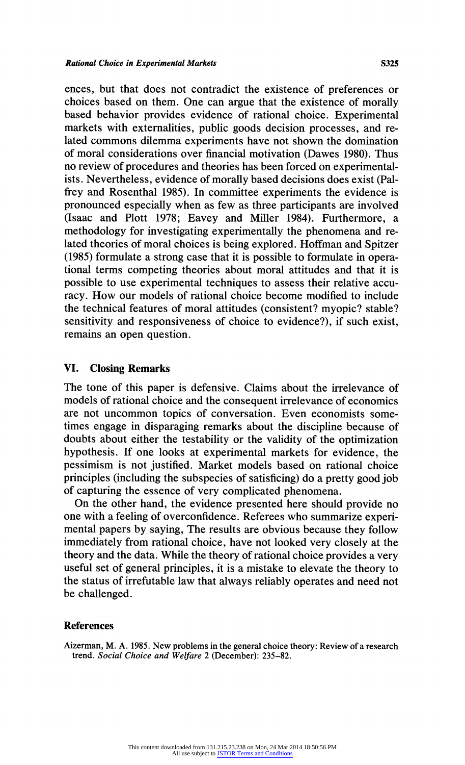ences, but that does not contradict the existence of preferences or choices based on them. One can argue that the existence of morally based behavior provides evidence of rational choice. Experimental markets with externalities, public goods decision processes, and related commons dilemma experiments have not shown the domination of moral considerations over financial motivation (Dawes 1980). Thus no review of procedures and theories has been forced on experimentalists. Nevertheless, evidence of morally based decisions does exist (Palfrey and Rosenthal 1985). In committee experiments the evidence is pronounced especially when as few as three participants are involved (Isaac and Plott 1978; Eavey and Miller 1984). Furthermore, a methodology for investigating experimentally the phenomena and related theories of moral choices is being explored. Hoffman and Spitzer (1985) formulate a strong case that it is possible to formulate in operational terms competing theories about moral attitudes and that it is possible to use experimental techniques to assess their relative accuracy. How our models of rational choice become modified to include the technical features of moral attitudes (consistent? myopic? stable? sensitivity and responsiveness of choice to evidence?), if such exist, remains an open question.

## VI. Closing Remarks

The tone of this paper is defensive. Claims about the irrelevance of models of rational choice and the consequent irrelevance of economics are not uncommon topics of conversation. Even economists sometimes engage in disparaging remarks about the discipline because of doubts about either the testability or the validity of the optimization hypothesis. If one looks at experimental markets for evidence, the pessimism is not justified. Market models based on rational choice principles (including the subspecies of satisficing) do a pretty good job of capturing the essence of very complicated phenomena.

On the other hand, the evidence presented here should provide no one with a feeling of overconfidence. Referees who summarize experimental papers by saying, The results are obvious because they follow immediately from rational choice, have not looked very closely at the theory and the data. While the theory of rational choice provides a very useful set of general principles, it is a mistake to elevate the theory to the status of irrefutable law that always reliably operates and need not be challenged.

## References

Aizerman, M. A. 1985. New problems in the general choice theory: Review of a research trend. *Social Choice and Welfare* 2 (December): 235–82.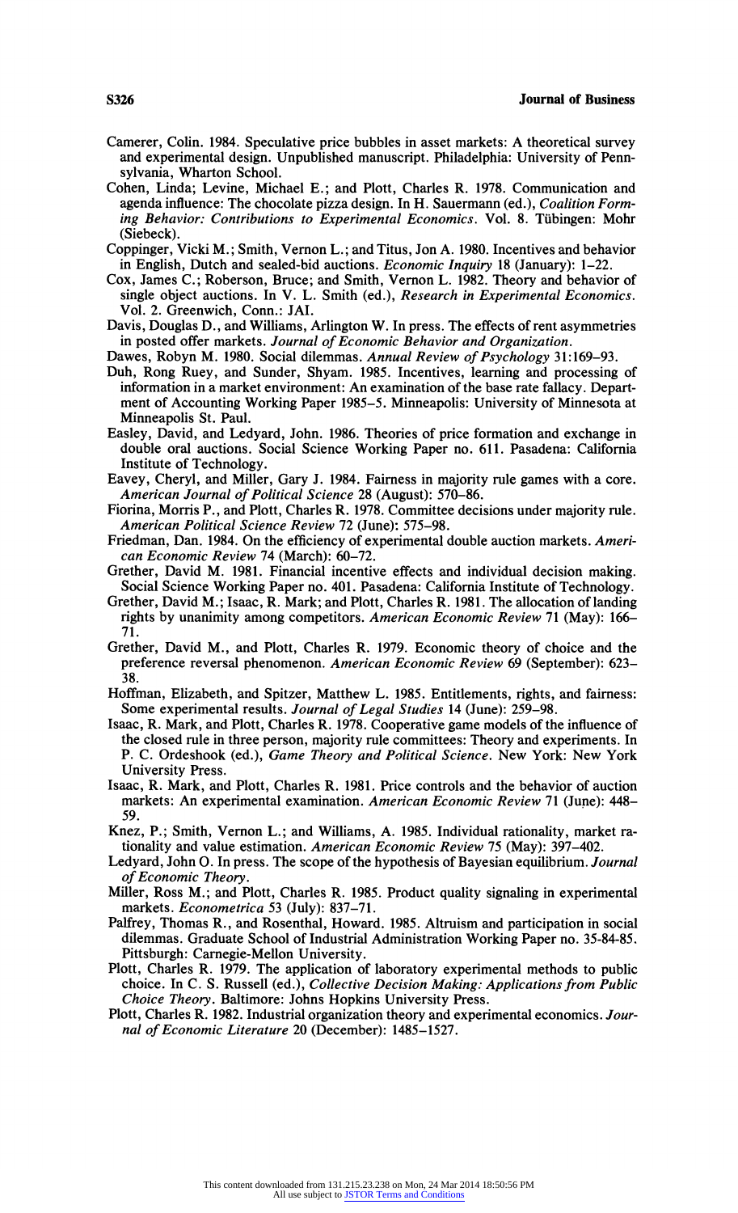Camerer, Colin. 1984. Speculative price bubbles in asset markets: A theoretical survey and experimental design. Unpublished manuscript. Philadelphia: University of Pennsylvania, Wharton School.

Cohen, Linda; Levine, Michael E.; and Plott, Charles R. 1978. Communication and agenda influence: The chocolate pizza design. In H. Sauermann (ed.), *Coalition Forming Behavior: Contributions to Experimental Economics*. Vol. 8. Tübingen: Mohr (Siebeck).

Coppinger, Vicki M.; Smith, Vernon L.; and Titus, Jon A. 1980. Incentives and behavior in English, Dutch and sealed-bid auctions. *Economic Inquiry* 18 (January): 1–22.

Cox, James C.; Roberson, Bruce; and Smith, Vernon L. 1982. Theory and behavior of single object auctions. In V. L. Smith (ed.), *Research in Experimental Economics*. Vol. 2. Greenwich, Conn.: JAI.

Davis, Douglas D., and Williams, Arlington W. In press. The effects of rent asymmetries in posted offer markets. *Journal of Economic Behavior and Organization*.

Dawes, Robyn M. 1980. Social dilemmas. *Annual Review of Psychology* 31:169–93.

Duh, Rong Ruey, and Sunder, Shyam. 1985. Incentives, learning and processing of information in a market environment: An examination of the base rate fallacy. Department of Accounting Working Paper 1985–5. Minneapolis: University of Minnesota at Minneapolis St. Paul.

Easley, David, and Ledyard, John. 1986. Theories of price formation and exchange in double oral auctions. Social Science Working Paper no. 611. Pasadena: California Institute of Technology.

Eavey, Cheryl, and Miller, Gary J. 1984. Fairness in majority rule games with a core. *American Journal of Political Science* 28 (August): 570–86.

Fiorina, Morris P., and Plott, Charles R. 1978. Committee decisions under majority rule. *American Political Science Review* 72 (June): 575–98.

Friedman, Dan. 1984. On the efficiency of experimental double auction markets. *American Economic Review* 74 (March): 60–72.

Grether, David M. 1981. Financial incentive effects and individual decision making. Social Science Working Paper no. 401. Pasadena: California Institute of Technology.

Grether, David M.; Isaac, R. Mark; and Plott, Charles R. 1981. The allocation of landing rights by unanimity among competitors. *American Economic Review* 71 (May): 166–71.

Grether, David M., and Plott, Charles R. 1979. Economic theory of choice and the preference reversal phenomenon. *American Economic Review* 69 (September): 623–38.

Hoffman, Elizabeth, and Spitzer, Matthew L. 1985. Entitlements, rights, and fairness: Some experimental results. *Journal of Legal Studies* 14 (June): 259–98.

Isaac, R. Mark, and Plott, Charles R. 1978. Cooperative game models of the influence of the closed rule in three person, majority rule committees: Theory and experiments. In P. C. Ordeshook (ed.), *Game Theory and Political Science*. New York: New York University Press.

Isaac, R. Mark, and Plott, Charles R. 1981. Price controls and the behavior of auction markets: An experimental examination. *American Economic Review* 71 (June): 448–59.

Knez, P.; Smith, Vernon L.; and Williams, A. 1985. Individual rationality, market rationality and value estimation. *American Economic Review* 75 (May): 397–402.

Ledyard, John O. In press. The scope of the hypothesis of Bayesian equilibrium. *Journal of Economic Theory*.

Miller, Ross M.; and Plott, Charles R. 1985. Product quality signaling in experimental markets. *Econometrica* 53 (July): 837–71.

Palfrey, Thomas R., and Rosenthal, Howard. 1985. Altruism and participation in social dilemmas. Graduate School of Industrial Administration Working Paper no. 35-84-85. Pittsburgh: Carnegie-Mellon University.

Plott, Charles R. 1979. The application of laboratory experimental methods to public choice. In C. S. Russell (ed.), *Collective Decision Making: Applications from Public Choice Theory*. Baltimore: Johns Hopkins University Press.

Plott, Charles R. 1982. Industrial organization theory and experimental economics. *Journal of Economic Literature* 20 (December): 1485–1527.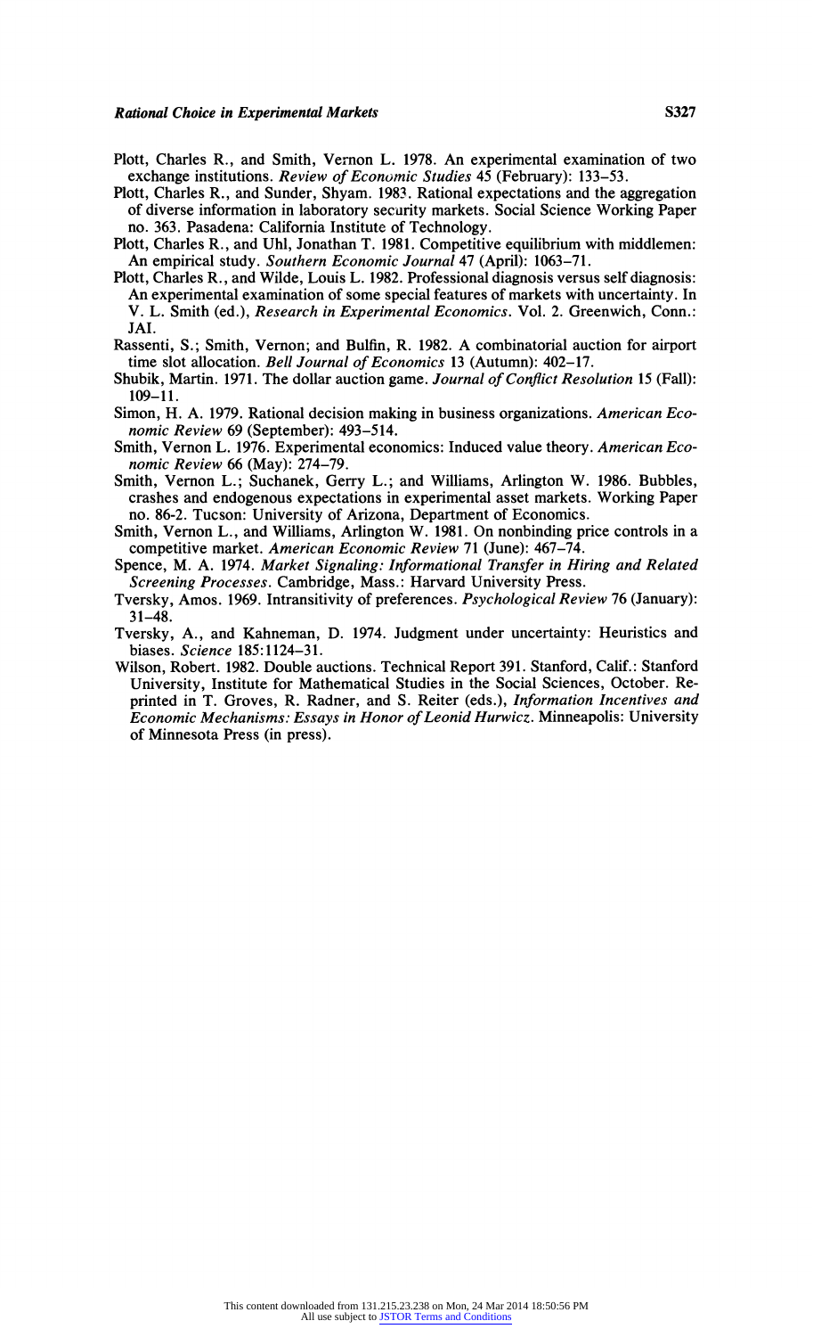Plott, Charles R., and Smith, Vernon L. 1978. An experimental examination of two exchange institutions. *Review of Economic Studies* 45 (February): 133–53.

Plott, Charles R., and Sunder, Shyam. 1983. Rational expectations and the aggregation of diverse information in laboratory security markets. Social Science Working Paper no. 363. Pasadena: California Institute of Technology.

Plott, Charles R., and Uhl, Jonathan T. 1981. Competitive equilibrium with middlemen: An empirical study. *Southern Economic Journal* 47 (April): 1063–71.

Plott, Charles R., and Wilde, Louis L. 1982. Professional diagnosis versus self diagnosis: An experimental examination of some special features of markets with uncertainty. In V. L. Smith (ed.), *Research in Experimental Economics*. Vol. 2. Greenwich, Conn.: JAI.

Rassenti, S.; Smith, Vernon; and Bulfin, R. 1982. A combinatorial auction for airport time slot allocation. *Bell Journal of Economics* 13 (Autumn): 402–17.

Shubik, Martin. 1971. The dollar auction game. *Journal of Conflict Resolution* 15 (Fall): 109–11.

Simon, H. A. 1979. Rational decision making in business organizations. *American Economic Review* 69 (September): 493–514.

Smith, Vernon L. 1976. Experimental economics: Induced value theory. *American Economic Review* 66 (May): 274–79.

Smith, Vernon L.; Suchanek, Gerry L.; and Williams, Arlington W. 1986. Bubbles, crashes and endogenous expectations in experimental asset markets. Working Paper no. 86-2. Tucson: University of Arizona, Department of Economics.

Smith, Vernon L., and Williams, Arlington W. 1981. On nonbinding price controls in a competitive market. *American Economic Review* 71 (June): 467–74.

Spence, M. A. 1974. *Market Signaling: Informational Transfer in Hiring and Related Screening Processes*. Cambridge, Mass.: Harvard University Press.

Tversky, Amos. 1969. Intransitivity of preferences. *Psychological Review* 76 (January): 31–48.

Tversky, A., and Kahneman, D. 1974. Judgment under uncertainty: Heuristics and biases. *Science* 185:1124–31.

Wilson, Robert. 1982. Double auctions. Technical Report 391. Stanford, Calif.: Stanford University, Institute for Mathematical Studies in the Social Sciences, October. Reprinted in T. Groves, R. Radner, and S. Reiter (eds.), *Information Incentives and Economic Mechanisms: Essays in Honor of Leonid Hurwicz*. Minneapolis: University of Minnesota Press (in press).